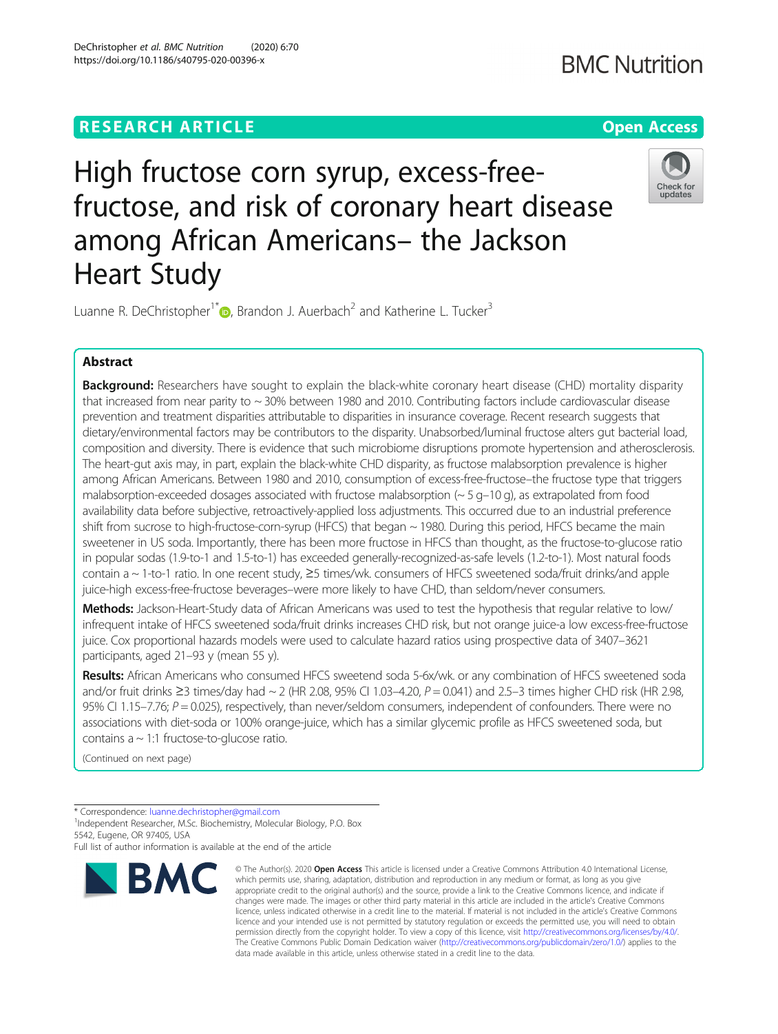RESEARCH ARTICLE

Open Access

# High fructose corn syrup, excess-free-fructose, and risk of coronary heart disease among African Americans– the Jackson Heart Study

Luanne R. DeChristopher[1*], Brandon J. Auerbach[2] and Katherine L. Tucker[3]

## Abstract

**Background:** Researchers have sought to explain the black-white coronary heart disease (CHD) mortality disparity that increased from near parity to ~ 30% between 1980 and 2010. Contributing factors include cardiovascular disease prevention and treatment disparities attributable to disparities in insurance coverage. Recent research suggests that dietary/environmental factors may be contributors to the disparity. Unabsorbed/luminal fructose alters gut bacterial load, composition and diversity. There is evidence that such microbiome disruptions promote hypertension and atherosclerosis. The heart-gut axis may, in part, explain the black-white CHD disparity, as fructose malabsorption prevalence is higher among African Americans. Between 1980 and 2010, consumption of excess-free-fructose–the fructose type that triggers malabsorption-exceeded dosages associated with fructose malabsorption (~ 5 g–10 g), as extrapolated from food availability data before subjective, retroactively-applied loss adjustments. This occurred due to an industrial preference shift from sucrose to high-fructose-corn-syrup (HFCS) that began ~ 1980. During this period, HFCS became the main sweetener in US soda. Importantly, there has been more fructose in HFCS than thought, as the fructose-to-glucose ratio in popular sodas (1.9-to-1 and 1.5-to-1) has exceeded generally-recognized-as-safe levels (1.2-to-1). Most natural foods contain a ~ 1-to-1 ratio. In one recent study, ≥5 times/wk. consumers of HFCS sweetened soda/fruit drinks/and apple juice-high excess-free-fructose beverages–were more likely to have CHD, than seldom/never consumers.

**Methods:** Jackson-Heart-Study data of African Americans was used to test the hypothesis that regular relative to low/infrequent intake of HFCS sweetened soda/fruit drinks increases CHD risk, but not orange juice-a low excess-free-fructose juice. Cox proportional hazards models were used to calculate hazard ratios using prospective data of 3407–3621 participants, aged 21–93 y (mean 55 y).

**Results:** African Americans who consumed HFCS sweetend soda 5-6x/wk. or any combination of HFCS sweetened soda and/or fruit drinks ≥3 times/day had ~ 2 (HR 2.08, 95% CI 1.03–4.20, $P = 0.041$) and 2.5–3 times higher CHD risk (HR 2.98, 95% CI 1.15–7.76; $P = 0.025$), respectively, than never/seldom consumers, independent of confounders. There were no associations with diet-soda or 100% orange-juice, which has a similar glycemic profile as HFCS sweetened soda, but contains a ~ 1:1 fructose-to-glucose ratio.

(Continued on next page)

---

* Correspondence: luanne.dechristopher@gmail.com
[1]Independent Researcher, M.Sc. Biochemistry, Molecular Biology, P.O. Box 5542, Eugene, OR 97405, USA
Full list of author information is available at the end of the article

© The Author(s). 2020 **Open Access** This article is licensed under a Creative Commons Attribution 4.0 International License, which permits use, sharing, adaptation, distribution and reproduction in any medium or format, as long as you give appropriate credit to the original author(s) and the source, provide a link to the Creative Commons licence, and indicate if changes were made. The images or other third party material in this article are included in the article's Creative Commons licence, unless indicated otherwise in a credit line to the material. If material is not included in the article's Creative Commons licence and your intended use is not permitted by statutory regulation or exceeds the permitted use, you will need to obtain permission directly from the copyright holder. To view a copy of this licence, visit http://creativecommons.org/licenses/by/4.0/. The Creative Commons Public Domain Dedication waiver (http://creativecommons.org/publicdomain/zero/1.0/) applies to the data made available in this article, unless otherwise stated in a credit line to the data.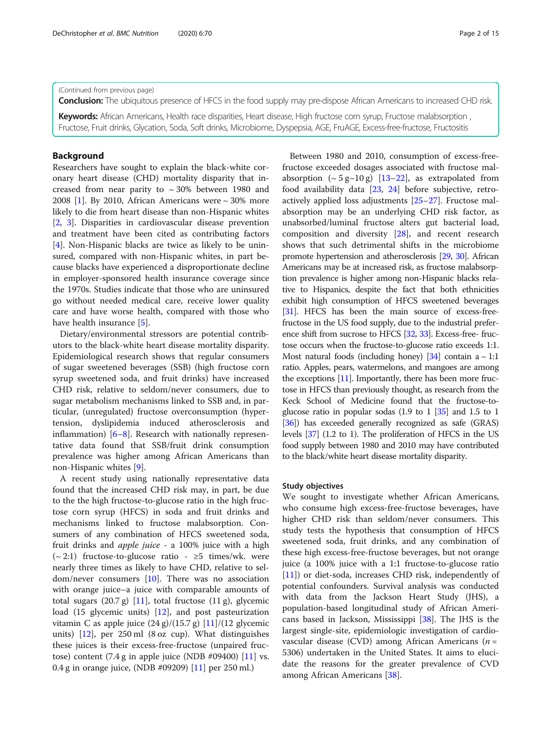(Continued from previous page)

**Conclusion:** The ubiquitous presence of HFCS in the food supply may pre-dispose African Americans to increased CHD risk.

**Keywords:** African Americans, Health race disparities, Heart disease, High fructose corn syrup, Fructose malabsorption , Fructose, Fruit drinks, Glycation, Soda, Soft drinks, Microbiome, Dyspepsia, AGE, FruAGE, Excess-free-fructose, Fructositis

## Background

Researchers have sought to explain the black-white coronary heart disease (CHD) mortality disparity that increased from near parity to ~ 30% between 1980 and 2008 [1]. By 2010, African Americans were ~ 30% more likely to die from heart disease than non-Hispanic whites [2, 3]. Disparities in cardiovascular disease prevention and treatment have been cited as contributing factors [4]. Non-Hispanic blacks are twice as likely to be uninsured, compared with non-Hispanic whites, in part because blacks have experienced a disproportionate decline in employer-sponsored health insurance coverage since the 1970s. Studies indicate that those who are uninsured go without needed medical care, receive lower quality care and have worse health, compared with those who have health insurance [5].

Dietary/environmental stressors are potential contributors to the black-white heart disease mortality disparity. Epidemiological research shows that regular consumers of sugar sweetened beverages (SSB) (high fructose corn syrup sweetened soda, and fruit drinks) have increased CHD risk, relative to seldom/never consumers, due to sugar metabolism mechanisms linked to SSB and, in particular, (unregulated) fructose overconsumption (hypertension, dyslipidemia induced atherosclerosis and inflammation) [6–8]. Research with nationally representative data found that SSB/fruit drink consumption prevalence was higher among African Americans than non-Hispanic whites [9].

A recent study using nationally representative data found that the increased CHD risk may, in part, be due to the the high fructose-to-glucose ratio in the high fructose corn syrup (HFCS) in soda and fruit drinks and mechanisms linked to fructose malabsorption. Consumers of any combination of HFCS sweetened soda, fruit drinks and *apple juice* - a 100% juice with a high (~ 2:1) fructose-to-glucose ratio - ≥5 times/wk. were nearly three times as likely to have CHD, relative to seldom/never consumers [10]. There was no association with orange juice–a juice with comparable amounts of total sugars (20.7 g) [11], total fructose (11 g), glycemic load (15 glycemic units) [12], and post pasteurization vitamin C as apple juice (24 g)/(15.7 g) [11]/(12 glycemic units) [12], per 250 ml (8 oz cup). What distinguishes these juices is their excess-free-fructose (unpaired fructose) content (7.4 g in apple juice (NDB #09400) [11] vs. 0.4 g in orange juice, (NDB #09209) [11] per 250 ml.)

Between 1980 and 2010, consumption of excess-free-fructose exceeded dosages associated with fructose malabsorption (~ 5 g–10 g) [13–22], as extrapolated from food availability data [23, 24] before subjective, retroactively applied loss adjustments [25–27]. Fructose malabsorption may be an underlying CHD risk factor, as unabsorbed/luminal fructose alters gut bacterial load, composition and diversity [28], and recent research shows that such detrimental shifts in the microbiome promote hypertension and atherosclerosis [29, 30]. African Americans may be at increased risk, as fructose malabsorption prevalence is higher among non-Hispanic blacks relative to Hispanics, despite the fact that both ethnicities exhibit high consumption of HFCS sweetened beverages [31]. HFCS has been the main source of excess-free-fructose in the US food supply, due to the industrial preference shift from sucrose to HFCS [32, 33]. Excess-free- fructose occurs when the fructose-to-glucose ratio exceeds 1:1. Most natural foods (including honey) [34] contain a ~ 1:1 ratio. Apples, pears, watermelons, and mangoes are among the exceptions [11]. Importantly, there has been more fructose in HFCS than previously thought, as research from the Keck School of Medicine found that the fructose-to-glucose ratio in popular sodas (1.9 to 1 [35] and 1.5 to 1 [36]) has exceeded generally recognized as safe (GRAS) levels [37] (1.2 to 1). The proliferation of HFCS in the US food supply between 1980 and 2010 may have contributed to the black/white heart disease mortality disparity.

### Study objectives

We sought to investigate whether African Americans, who consume high excess-free-fructose beverages, have higher CHD risk than seldom/never consumers. This study tests the hypothesis that consumption of HFCS sweetened soda, fruit drinks, and any combination of these high excess-free-fructose beverages, but not orange juice (a 100% juice with a 1:1 fructose-to-glucose ratio [11]) or diet-soda, increases CHD risk, independently of potential confounders. Survival analysis was conducted with data from the Jackson Heart Study (JHS), a population-based longitudinal study of African Americans based in Jackson, Mississippi [38]. The JHS is the largest single-site, epidemiologic investigation of cardiovascular disease (CVD) among African Americans ($n$ = 5306) undertaken in the United States. It aims to elucidate the reasons for the greater prevalence of CVD among African Americans [38].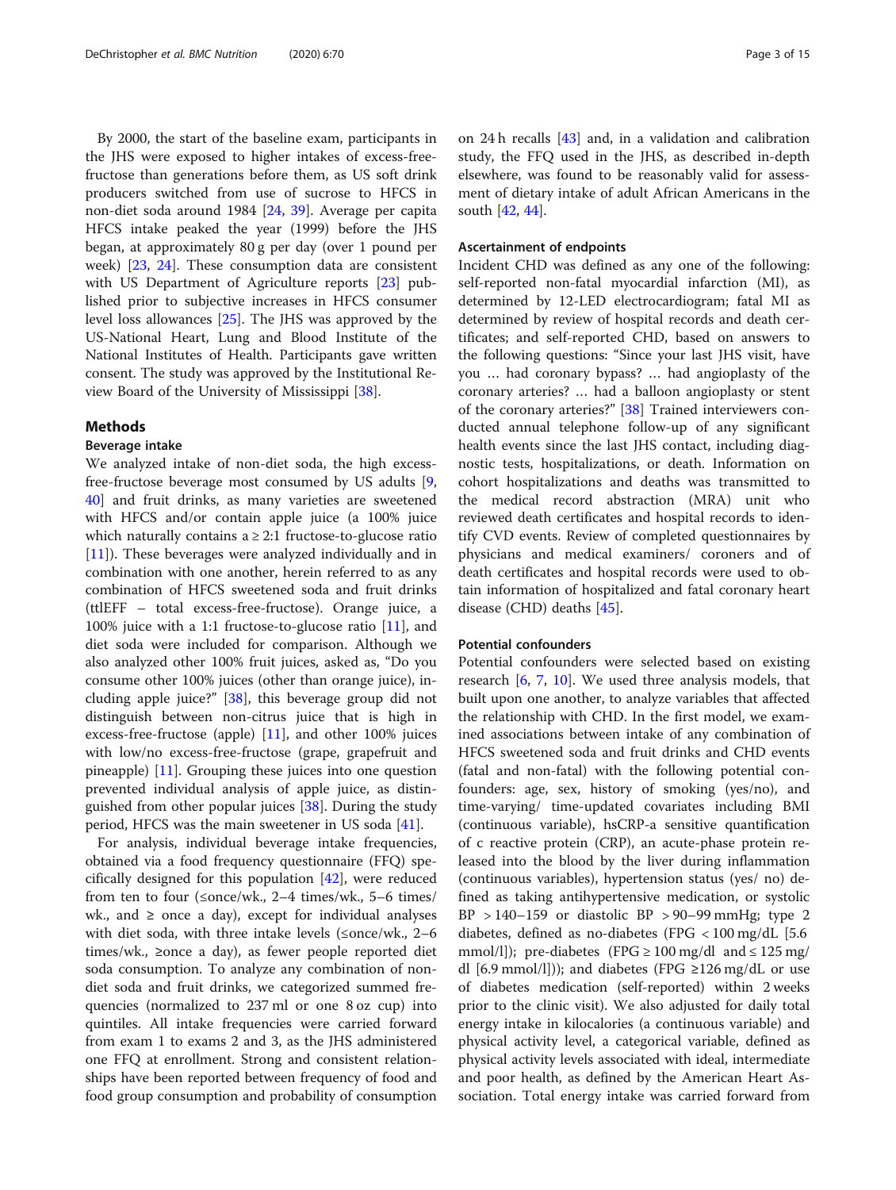By 2000, the start of the baseline exam, participants in the JHS were exposed to higher intakes of excess-free-fructose than generations before them, as US soft drink producers switched from use of sucrose to HFCS in non-diet soda around 1984 [24, 39]. Average per capita HFCS intake peaked the year (1999) before the JHS began, at approximately 80 g per day (over 1 pound per week) [23, 24]. These consumption data are consistent with US Department of Agriculture reports [23] published prior to subjective increases in HFCS consumer level loss allowances [25]. The JHS was approved by the US-National Heart, Lung and Blood Institute of the National Institutes of Health. Participants gave written consent. The study was approved by the Institutional Review Board of the University of Mississippi [38].

## Methods

### Beverage intake

We analyzed intake of non-diet soda, the high excess-free-fructose beverage most consumed by US adults [9, 40] and fruit drinks, as many varieties are sweetened with HFCS and/or contain apple juice (a 100% juice which naturally contains a ≥ 2:1 fructose-to-glucose ratio [11]). These beverages were analyzed individually and in combination with one another, herein referred to as any combination of HFCS sweetened soda and fruit drinks (ttlEFF – total excess-free-fructose). Orange juice, a 100% juice with a 1:1 fructose-to-glucose ratio [11], and diet soda were included for comparison. Although we also analyzed other 100% fruit juices, asked as, "Do you consume other 100% juices (other than orange juice), including apple juice?" [38], this beverage group did not distinguish between non-citrus juice that is high in excess-free-fructose (apple) [11], and other 100% juices with low/no excess-free-fructose (grape, grapefruit and pineapple) [11]. Grouping these juices into one question prevented individual analysis of apple juice, as distinguished from other popular juices [38]. During the study period, HFCS was the main sweetener in US soda [41].

For analysis, individual beverage intake frequencies, obtained via a food frequency questionnaire (FFQ) specifically designed for this population [42], were reduced from ten to four (≤once/wk., 2–4 times/wk., 5–6 times/wk., and ≥ once a day), except for individual analyses with diet soda, with three intake levels (≤once/wk., 2–6 times/wk., ≥once a day), as fewer people reported diet soda consumption. To analyze any combination of non-diet soda and fruit drinks, we categorized summed frequencies (normalized to 237 ml or one 8 oz cup) into quintiles. All intake frequencies were carried forward from exam 1 to exams 2 and 3, as the JHS administered one FFQ at enrollment. Strong and consistent relationships have been reported between frequency of food and food group consumption and probability of consumption on 24 h recalls [43] and, in a validation and calibration study, the FFQ used in the JHS, as described in-depth elsewhere, was found to be reasonably valid for assessment of dietary intake of adult African Americans in the south [42, 44].

### Ascertainment of endpoints

Incident CHD was defined as any one of the following: self-reported non-fatal myocardial infarction (MI), as determined by 12-LED electrocardiogram; fatal MI as determined by review of hospital records and death certificates; and self-reported CHD, based on answers to the following questions: "Since your last JHS visit, have you … had coronary bypass? … had angioplasty of the coronary arteries? … had a balloon angioplasty or stent of the coronary arteries?" [38] Trained interviewers conducted annual telephone follow-up of any significant health events since the last JHS contact, including diagnostic tests, hospitalizations, or death. Information on cohort hospitalizations and deaths was transmitted to the medical record abstraction (MRA) unit who reviewed death certificates and hospital records to identify CVD events. Review of completed questionnaires by physicians and medical examiners/ coroners and of death certificates and hospital records were used to obtain information of hospitalized and fatal coronary heart disease (CHD) deaths [45].

### Potential confounders

Potential confounders were selected based on existing research [6, 7, 10]. We used three analysis models, that built upon one another, to analyze variables that affected the relationship with CHD. In the first model, we examined associations between intake of any combination of HFCS sweetened soda and fruit drinks and CHD events (fatal and non-fatal) with the following potential confounders: age, sex, history of smoking (yes/no), and time-varying/ time-updated covariates including BMI (continuous variable), hsCRP-a sensitive quantification of c reactive protein (CRP), an acute-phase protein released into the blood by the liver during inflammation (continuous variables), hypertension status (yes/ no) defined as taking antihypertensive medication, or systolic BP > 140–159 or diastolic BP > 90–99 mmHg; type 2 diabetes, defined as no-diabetes (FPG < 100 mg/dL [5.6 mmol/l]); pre-diabetes (FPG ≥ 100 mg/dl and ≤ 125 mg/dl [6.9 mmol/l])); and diabetes (FPG ≥126 mg/dL or use of diabetes medication (self-reported) within 2 weeks prior to the clinic visit). We also adjusted for daily total energy intake in kilocalories (a continuous variable) and physical activity level, a categorical variable, defined as physical activity levels associated with ideal, intermediate and poor health, as defined by the American Heart Association. Total energy intake was carried forward from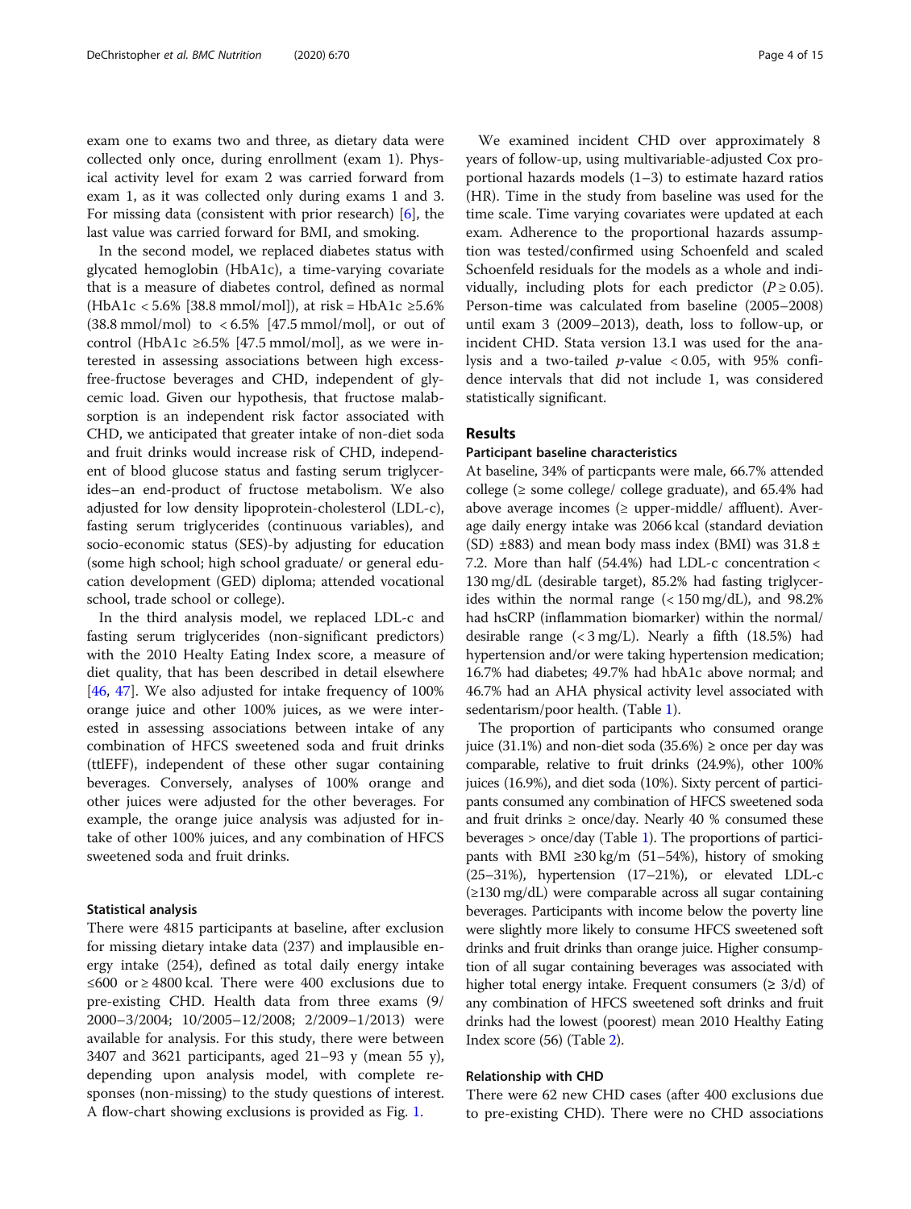exam one to exams two and three, as dietary data were collected only once, during enrollment (exam 1). Physical activity level for exam 2 was carried forward from exam 1, as it was collected only during exams 1 and 3. For missing data (consistent with prior research) [6], the last value was carried forward for BMI, and smoking.

In the second model, we replaced diabetes status with glycated hemoglobin (HbA1c), a time-varying covariate that is a measure of diabetes control, defined as normal (HbA1c < 5.6% [38.8 mmol/mol]), at risk = HbA1c ≥5.6% (38.8 mmol/mol) to < 6.5% [47.5 mmol/mol], or out of control (HbA1c ≥6.5% [47.5 mmol/mol], as we were interested in assessing associations between high excess-free-fructose beverages and CHD, independent of glycemic load. Given our hypothesis, that fructose malabsorption is an independent risk factor associated with CHD, we anticipated that greater intake of non-diet soda and fruit drinks would increase risk of CHD, independent of blood glucose status and fasting serum triglycerides–an end-product of fructose metabolism. We also adjusted for low density lipoprotein-cholesterol (LDL-c), fasting serum triglycerides (continuous variables), and socio-economic status (SES)-by adjusting for education (some high school; high school graduate/ or general education development (GED) diploma; attended vocational school, trade school or college).

In the third analysis model, we replaced LDL-c and fasting serum triglycerides (non-significant predictors) with the 2010 Healty Eating Index score, a measure of diet quality, that has been described in detail elsewhere [46, 47]. We also adjusted for intake frequency of 100% orange juice and other 100% juices, as we were interested in assessing associations between intake of any combination of HFCS sweetened soda and fruit drinks (ttlEFF), independent of these other sugar containing beverages. Conversely, analyses of 100% orange and other juices were adjusted for the other beverages. For example, the orange juice analysis was adjusted for intake of other 100% juices, and any combination of HFCS sweetened soda and fruit drinks.

### Statistical analysis

There were 4815 participants at baseline, after exclusion for missing dietary intake data (237) and implausible energy intake (254), defined as total daily energy intake ≤600 or ≥ 4800 kcal. There were 400 exclusions due to pre-existing CHD. Health data from three exams (9/2000–3/2004; 10/2005–12/2008; 2/2009–1/2013) were available for analysis. For this study, there were between 3407 and 3621 participants, aged 21–93 y (mean 55 y), depending upon analysis model, with complete responses (non-missing) to the study questions of interest. A flow-chart showing exclusions is provided as Fig. 1.

We examined incident CHD over approximately 8 years of follow-up, using multivariable-adjusted Cox proportional hazards models (1–3) to estimate hazard ratios (HR). Time in the study from baseline was used for the time scale. Time varying covariates were updated at each exam. Adherence to the proportional hazards assumption was tested/confirmed using Schoenfeld and scaled Schoenfeld residuals for the models as a whole and individually, including plots for each predictor ($P \geq 0.05$). Person-time was calculated from baseline (2005–2008) until exam 3 (2009–2013), death, loss to follow-up, or incident CHD. Stata version 13.1 was used for the analysis and a two-tailed $p$-value $< 0.05$, with 95% confidence intervals that did not include 1, was considered statistically significant.

## Results

### Participant baseline characteristics

At baseline, 34% of particpants were male, 66.7% attended college (≥ some college/ college graduate), and 65.4% had above average incomes (≥ upper-middle/ affluent). Average daily energy intake was 2066 kcal (standard deviation (SD) ±883) and mean body mass index (BMI) was 31.8 ± 7.2. More than half (54.4%) had LDL-c concentration < 130 mg/dL (desirable target), 85.2% had fasting triglycerides within the normal range (< 150 mg/dL), and 98.2% had hsCRP (inflammation biomarker) within the normal/ desirable range (< 3 mg/L). Nearly a fifth (18.5%) had hypertension and/or were taking hypertension medication; 16.7% had diabetes; 49.7% had hbA1c above normal; and 46.7% had an AHA physical activity level associated with sedentarism/poor health. (Table 1).

The proportion of participants who consumed orange juice (31.1%) and non-diet soda (35.6%) ≥ once per day was comparable, relative to fruit drinks (24.9%), other 100% juices (16.9%), and diet soda (10%). Sixty percent of participants consumed any combination of HFCS sweetened soda and fruit drinks ≥ once/day. Nearly 40 % consumed these beverages > once/day (Table 1). The proportions of participants with BMI ≥30 kg/m (51–54%), history of smoking (25–31%), hypertension (17–21%), or elevated LDL-c (≥130 mg/dL) were comparable across all sugar containing beverages. Participants with income below the poverty line were slightly more likely to consume HFCS sweetened soft drinks and fruit drinks than orange juice. Higher consumption of all sugar containing beverages was associated with higher total energy intake. Frequent consumers (≥ 3/d) of any combination of HFCS sweetened soft drinks and fruit drinks had the lowest (poorest) mean 2010 Healthy Eating Index score (56) (Table 2).

### Relationship with CHD

There were 62 new CHD cases (after 400 exclusions due to pre-existing CHD). There were no CHD associations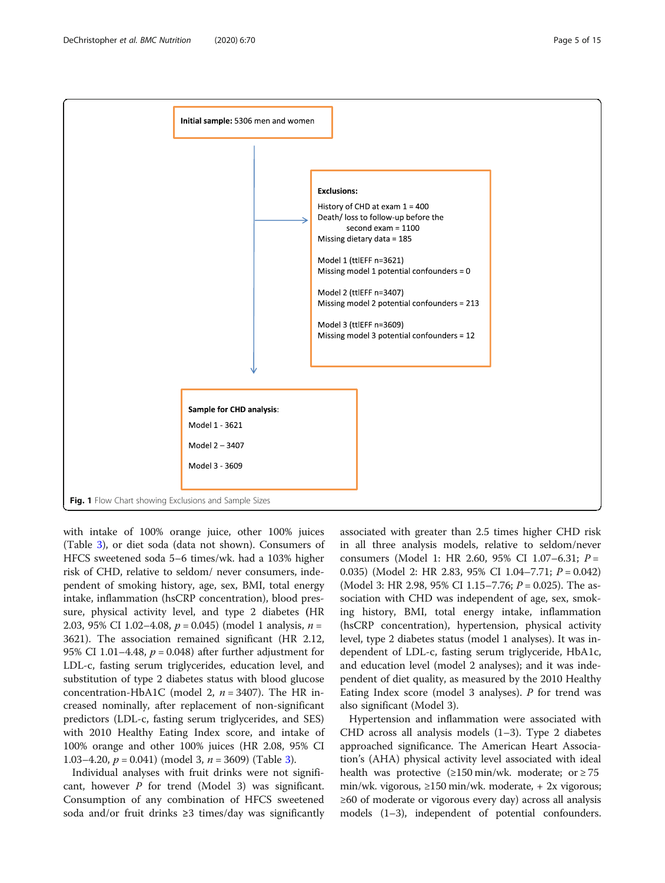**Initial sample:** 5306 men and women

**Exclusions:**

History of CHD at exam 1 = 400
Death/ loss to follow-up before the second exam = 1100
Missing dietary data = 185

Model 1 (ttlEFF n=3621)
Missing model 1 potential confounders = 0

Model 2 (ttlEFF n=3407)
Missing model 2 potential confounders = 213

Model 3 (ttlEFF n=3609)
Missing model 3 potential confounders = 12

**Sample for CHD analysis**:

Model 1 - 3621

Model 2 – 3407

Model 3 - 3609

**Fig. 1** Flow Chart showing Exclusions and Sample Sizes

with intake of 100% orange juice, other 100% juices (Table 3), or diet soda (data not shown). Consumers of HFCS sweetened soda 5–6 times/wk. had a 103% higher risk of CHD, relative to seldom/ never consumers, independent of smoking history, age, sex, BMI, total energy intake, inflammation (hsCRP concentration), blood pressure, physical activity level, and type 2 diabetes (HR 2.03, 95% CI 1.02–4.08, $p = 0.045$) (model 1 analysis, $n = 3621$). The association remained significant (HR 2.12, 95% CI 1.01–4.48, $p = 0.048$) after further adjustment for LDL-c, fasting serum triglycerides, education level, and substitution of type 2 diabetes status with blood glucose concentration-HbA1C (model 2, $n = 3407$). The HR increased nominally, after replacement of non-significant predictors (LDL-c, fasting serum triglycerides, and SES) with 2010 Healthy Eating Index score, and intake of 100% orange and other 100% juices (HR 2.08, 95% CI 1.03–4.20, $p = 0.041$) (model 3, $n = 3609$) (Table 3).

Individual analyses with fruit drinks were not significant, however *P* for trend (Model 3) was significant. Consumption of any combination of HFCS sweetened soda and/or fruit drinks ≥3 times/day was significantly associated with greater than 2.5 times higher CHD risk in all three analysis models, relative to seldom/never consumers (Model 1: HR 2.60, 95% CI 1.07–6.31; $P = 0.035$) (Model 2: HR 2.83, 95% CI 1.04–7.71; $P = 0.042$) (Model 3: HR 2.98, 95% CI 1.15–7.76; $P = 0.025$). The association with CHD was independent of age, sex, smoking history, BMI, total energy intake, inflammation (hsCRP concentration), hypertension, physical activity level, type 2 diabetes status (model 1 analyses). It was independent of LDL-c, fasting serum triglyceride, HbA1c, and education level (model 2 analyses); and it was independent of diet quality, as measured by the 2010 Healthy Eating Index score (model 3 analyses). *P* for trend was also significant (Model 3).

Hypertension and inflammation were associated with CHD across all analysis models (1–3). Type 2 diabetes approached significance. The American Heart Association's (AHA) physical activity level associated with ideal health was protective (≥150 min/wk. moderate; or ≥ 75 min/wk. vigorous, ≥150 min/wk. moderate, + 2x vigorous; ≥60 of moderate or vigorous every day) across all analysis models (1–3), independent of potential confounders.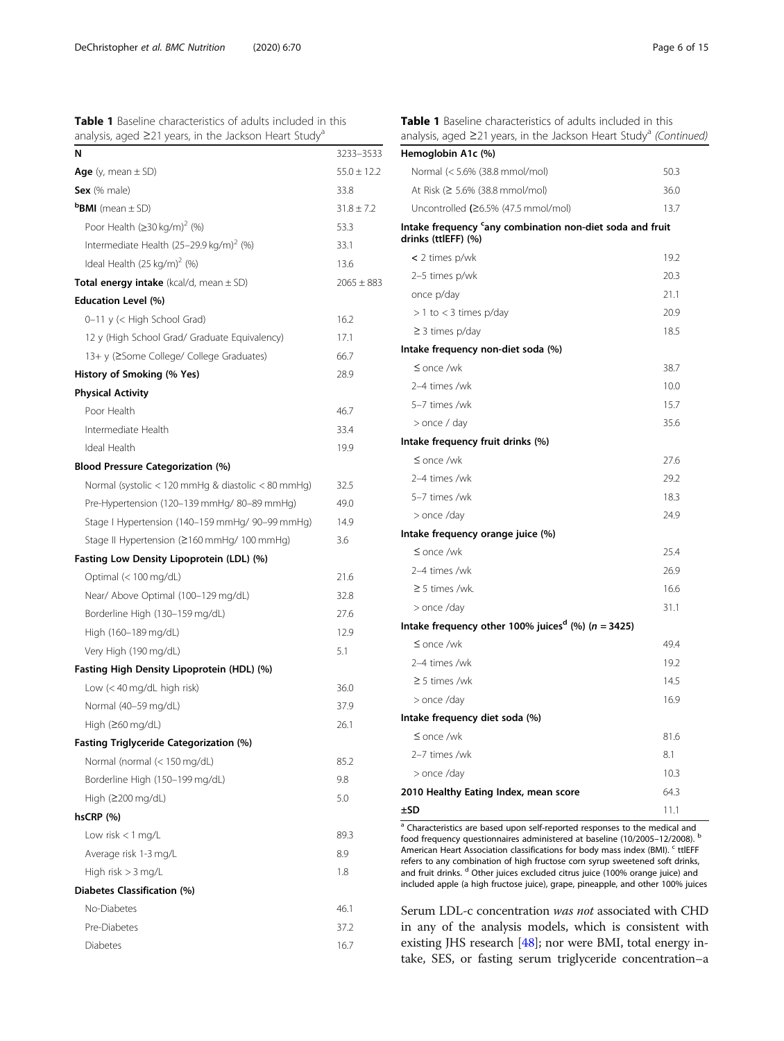**Table 1** Baseline characteristics of adults included in this analysis, aged ≥21 years, in the Jackson Heart Study[a]

| N | 3233–3533 |
|---|---|
| **Age** (y, mean ± SD) | 55.0 ± 12.2 |
| **Sex** (% male) | 33.8 |
| [b]**BMI** (mean ± SD) | 31.8 ± 7.2 |
| Poor Health (≥30 kg/m)$^2$ (%) | 53.3 |
| Intermediate Health (25–29.9 kg/m)$^2$ (%) | 33.1 |
| Ideal Health (25 kg/m)$^2$ (%) | 13.6 |
| **Total energy intake** (kcal/d, mean ± SD) | 2065 ± 883 |
| **Education Level (%)** | |
| 0–11 y (< High School Grad) | 16.2 |
| 12 y (High School Grad/ Graduate Equivalency) | 17.1 |
| 13+ y (≥Some College/ College Graduates) | 66.7 |
| **History of Smoking (% Yes)** | 28.9 |
| **Physical Activity** | |
| Poor Health | 46.7 |
| Intermediate Health | 33.4 |
| Ideal Health | 19.9 |
| **Blood Pressure Categorization (%)** | |
| Normal (systolic < 120 mmHg & diastolic < 80 mmHg) | 32.5 |
| Pre-Hypertension (120–139 mmHg/ 80–89 mmHg) | 49.0 |
| Stage I Hypertension (140–159 mmHg/ 90–99 mmHg) | 14.9 |
| Stage II Hypertension (≥160 mmHg/ 100 mmHg) | 3.6 |
| **Fasting Low Density Lipoprotein (LDL) (%)** | |
| Optimal (< 100 mg/dL) | 21.6 |
| Near/ Above Optimal (100–129 mg/dL) | 32.8 |
| Borderline High (130–159 mg/dL) | 27.6 |
| High (160–189 mg/dL) | 12.9 |
| Very High (190 mg/dL) | 5.1 |
| **Fasting High Density Lipoprotein (HDL) (%)** | |
| Low (< 40 mg/dL high risk) | 36.0 |
| Normal (40–59 mg/dL) | 37.9 |
| High (≥60 mg/dL) | 26.1 |
| **Fasting Triglyceride Categorization (%)** | |
| Normal (normal (< 150 mg/dL) | 85.2 |
| Borderline High (150–199 mg/dL) | 9.8 |
| High (≥200 mg/dL) | 5.0 |
| **hsCRP (%)** | |
| Low risk < 1 mg/L | 89.3 |
| Average risk 1-3 mg/L | 8.9 |
| High risk > 3 mg/L | 1.8 |
| **Diabetes Classification (%)** | |
| No-Diabetes | 46.1 |
| Pre-Diabetes | 37.2 |
| Diabetes | 16.7 |
| **Hemoglobin A1c (%)** | |
| Normal (< 5.6% (38.8 mmol/mol) | 50.3 |
| At Risk (≥ 5.6% (38.8 mmol/mol) | 36.0 |
| Uncontrolled (≥6.5% (47.5 mmol/mol) | 13.7 |
| **Intake frequency [c]any combination non-diet soda and fruit drinks (ttlEFF) (%)** | |
| < 2 times p/wk | 19.2 |
| 2–5 times p/wk | 20.3 |
| once p/day | 21.1 |
| > 1 to < 3 times p/day | 20.9 |
| ≥ 3 times p/day | 18.5 |
| **Intake frequency non-diet soda (%)** | |
| ≤ once /wk | 38.7 |
| 2–4 times /wk | 10.0 |
| 5–7 times /wk | 15.7 |
| > once / day | 35.6 |
| **Intake frequency fruit drinks (%)** | |
| ≤ once /wk | 27.6 |
| 2–4 times /wk | 29.2 |
| 5–7 times /wk | 18.3 |
| > once /day | 24.9 |
| **Intake frequency orange juice (%)** | |
| ≤ once /wk | 25.4 |
| 2–4 times /wk | 26.9 |
| ≥ 5 times /wk. | 16.6 |
| > once /day | 31.1 |
| **Intake frequency other 100% juices[d] (%) (*n* = 3425)** | |
| ≤ once /wk | 49.4 |
| 2–4 times /wk | 19.2 |
| ≥ 5 times /wk | 14.5 |
| > once /day | 16.9 |
| **Intake frequency diet soda (%)** | |
| ≤ once /wk | 81.6 |
| 2–7 times /wk | 8.1 |
| > once /day | 10.3 |
| **2010 Healthy Eating Index, mean score** | 64.3 |
| **±SD** | 11.1 |

[a] Characteristics are based upon self-reported responses to the medical and food frequency questionnaires administered at baseline (10/2005–12/2008). [b] American Heart Association classifications for body mass index (BMI). [c] ttlEFF refers to any combination of high fructose corn syrup sweetened soft drinks, and fruit drinks. [d] Other juices excluded citrus juice (100% orange juice) and included apple (a high fructose juice), grape, pineapple, and other 100% juices

Serum LDL-c concentration *was not* associated with CHD in any of the analysis models, which is consistent with existing JHS research [48]; nor were BMI, total energy intake, SES, or fasting serum triglyceride concentration–a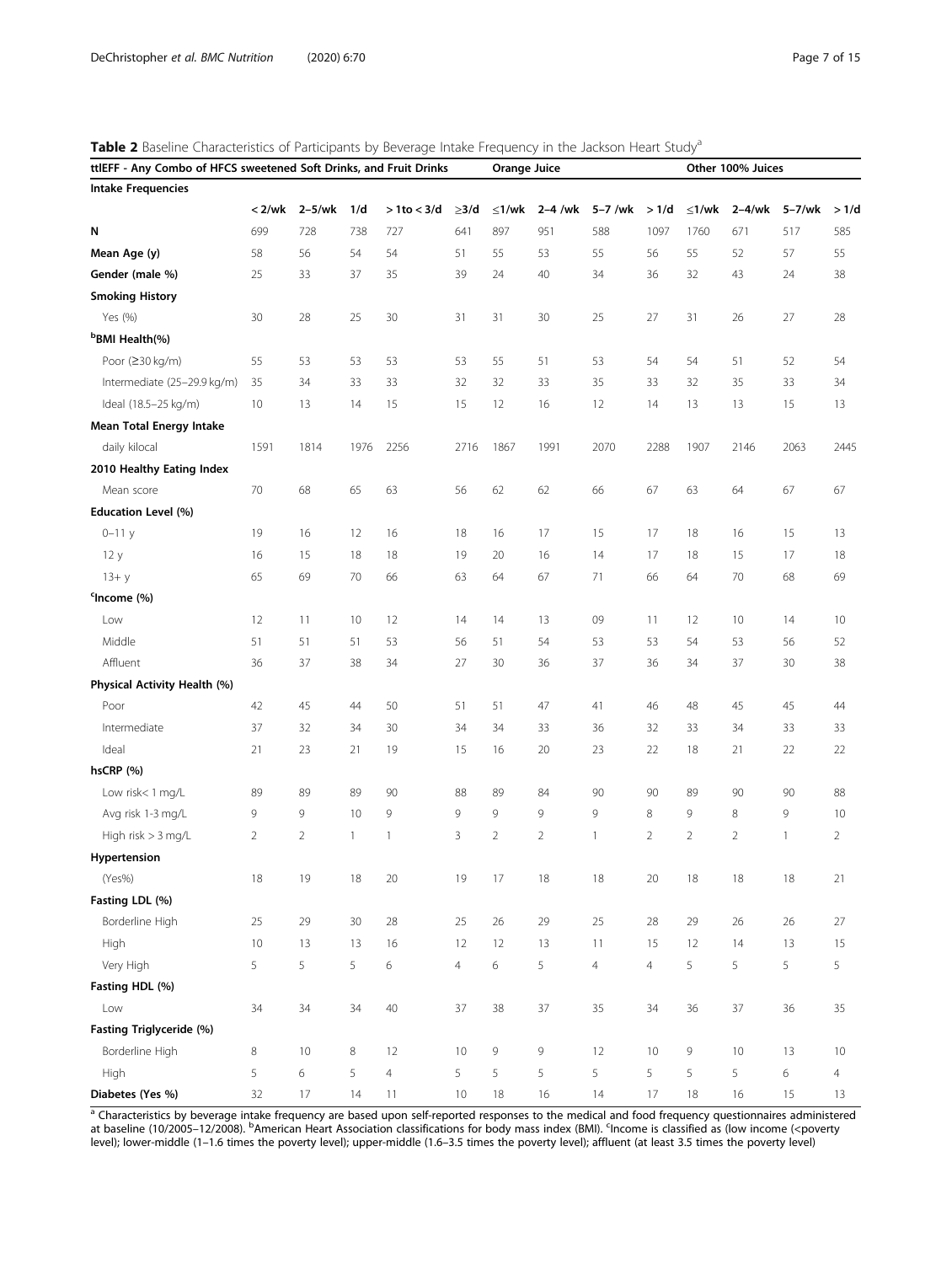**Table 2** Baseline Characteristics of Participants by Beverage Intake Frequency in the Jackson Heart Study[a]

| ttlEFF - Any Combo of HFCS sweetened Soft Drinks, and Fruit Drinks | | | | | | Orange Juice | | | | Other 100% Juices | | | |
|---|---|---|---|---|---|---|---|---|---|---|---|---|---|
| **Intake Frequencies** | | | | | | | | | | | | | |
| | < 2/wk | 2–5/wk | 1/d | > 1to < 3/d | ≥3/d | ≤1/wk | 2–4 /wk | 5–7 /wk | > 1/d | ≤1/wk | 2–4/wk | 5–7/wk | > 1/d |
| **N** | 699 | 728 | 738 | 727 | 641 | 897 | 951 | 588 | 1097 | 1760 | 671 | 517 | 585 |
| **Mean Age (y)** | 58 | 56 | 54 | 54 | 51 | 55 | 53 | 55 | 56 | 55 | 52 | 57 | 55 |
| **Gender (male %)** | 25 | 33 | 37 | 35 | 39 | 24 | 40 | 34 | 36 | 32 | 43 | 24 | 38 |
| **Smoking History** | | | | | | | | | | | | | |
| Yes (%) | 30 | 28 | 25 | 30 | 31 | 31 | 30 | 25 | 27 | 31 | 26 | 27 | 28 |
| [b]**BMI Health(%)** | | | | | | | | | | | | | |
| Poor (≥30 kg/m) | 55 | 53 | 53 | 53 | 53 | 55 | 51 | 53 | 54 | 54 | 51 | 52 | 54 |
| Intermediate (25–29.9 kg/m) | 35 | 34 | 33 | 33 | 32 | 32 | 33 | 35 | 33 | 32 | 35 | 33 | 34 |
| Ideal (18.5–25 kg/m) | 10 | 13 | 14 | 15 | 15 | 12 | 16 | 12 | 14 | 13 | 13 | 15 | 13 |
| **Mean Total Energy Intake** | | | | | | | | | | | | | |
| daily kilocal | 1591 | 1814 | 1976 | 2256 | 2716 | 1867 | 1991 | 2070 | 2288 | 1907 | 2146 | 2063 | 2445 |
| **2010 Healthy Eating Index** | | | | | | | | | | | | | |
| Mean score | 70 | 68 | 65 | 63 | 56 | 62 | 62 | 66 | 67 | 63 | 64 | 67 | 67 |
| **Education Level (%)** | | | | | | | | | | | | | |
| 0–11 y | 19 | 16 | 12 | 16 | 18 | 16 | 17 | 15 | 17 | 18 | 16 | 15 | 13 |
| 12 y | 16 | 15 | 18 | 18 | 19 | 20 | 16 | 14 | 17 | 18 | 15 | 17 | 18 |
| 13+ y | 65 | 69 | 70 | 66 | 63 | 64 | 67 | 71 | 66 | 64 | 70 | 68 | 69 |
| [c]**Income (%)** | | | | | | | | | | | | | |
| Low | 12 | 11 | 10 | 12 | 14 | 14 | 13 | 09 | 11 | 12 | 10 | 14 | 10 |
| Middle | 51 | 51 | 51 | 53 | 56 | 51 | 54 | 53 | 53 | 54 | 53 | 56 | 52 |
| Affluent | 36 | 37 | 38 | 34 | 27 | 30 | 36 | 37 | 36 | 34 | 37 | 30 | 38 |
| **Physical Activity Health (%)** | | | | | | | | | | | | | |
| Poor | 42 | 45 | 44 | 50 | 51 | 51 | 47 | 41 | 46 | 48 | 45 | 45 | 44 |
| Intermediate | 37 | 32 | 34 | 30 | 34 | 34 | 33 | 36 | 32 | 33 | 34 | 33 | 33 |
| Ideal | 21 | 23 | 21 | 19 | 15 | 16 | 20 | 23 | 22 | 18 | 21 | 22 | 22 |
| **hsCRP (%)** | | | | | | | | | | | | | |
| Low risk< 1 mg/L | 89 | 89 | 89 | 90 | 88 | 89 | 84 | 90 | 90 | 89 | 90 | 90 | 88 |
| Avg risk 1-3 mg/L | 9 | 9 | 10 | 9 | 9 | 9 | 9 | 9 | 8 | 9 | 8 | 9 | 10 |
| High risk > 3 mg/L | 2 | 2 | 1 | 1 | 3 | 2 | 2 | 1 | 2 | 2 | 2 | 1 | 2 |
| **Hypertension** | | | | | | | | | | | | | |
| (Yes%) | 18 | 19 | 18 | 20 | 19 | 17 | 18 | 18 | 20 | 18 | 18 | 18 | 21 |
| **Fasting LDL (%)** | | | | | | | | | | | | | |
| Borderline High | 25 | 29 | 30 | 28 | 25 | 26 | 29 | 25 | 28 | 29 | 26 | 26 | 27 |
| High | 10 | 13 | 13 | 16 | 12 | 12 | 13 | 11 | 15 | 12 | 14 | 13 | 15 |
| Very High | 5 | 5 | 5 | 6 | 4 | 6 | 5 | 4 | 4 | 5 | 5 | 5 | 5 |
| **Fasting HDL (%)** | | | | | | | | | | | | | |
| Low | 34 | 34 | 34 | 40 | 37 | 38 | 37 | 35 | 34 | 36 | 37 | 36 | 35 |
| **Fasting Triglyceride (%)** | | | | | | | | | | | | | |
| Borderline High | 8 | 10 | 8 | 12 | 10 | 9 | 9 | 12 | 10 | 9 | 10 | 13 | 10 |
| High | 5 | 6 | 5 | 4 | 5 | 5 | 5 | 5 | 5 | 5 | 5 | 6 | 4 |
| **Diabetes (Yes %)** | 32 | 17 | 14 | 11 | 10 | 18 | 16 | 14 | 17 | 18 | 16 | 15 | 13 |

[a] Characteristics by beverage intake frequency are based upon self-reported responses to the medical and food frequency questionnaires administered at baseline (10/2005–12/2008). [b]American Heart Association classifications for body mass index (BMI). [c]Income is classified as (low income (<poverty level); lower-middle (1–1.6 times the poverty level); upper-middle (1.6–3.5 times the poverty level); affluent (at least 3.5 times the poverty level)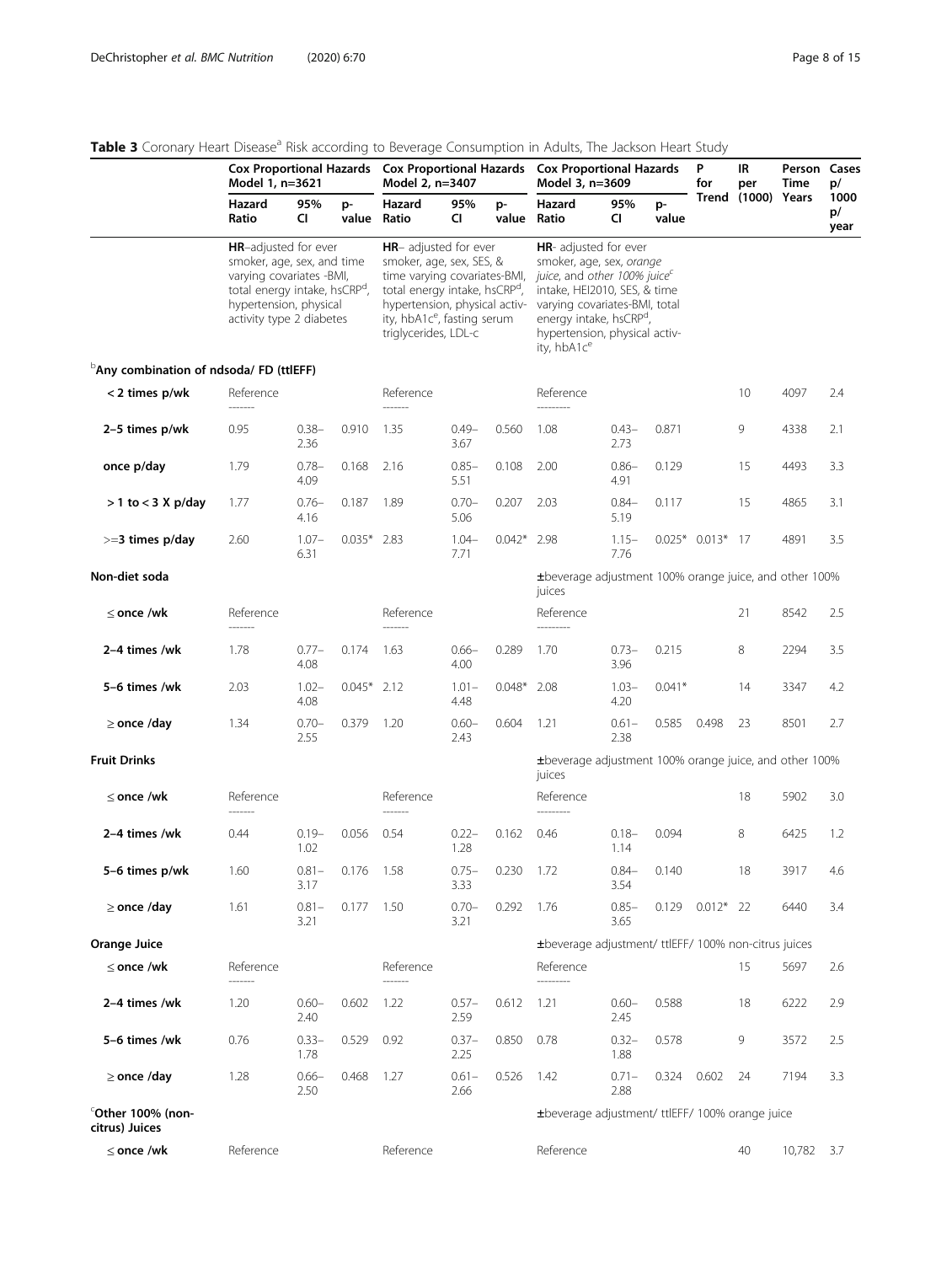**Table 3** Coronary Heart Disease[a] Risk according to Beverage Consumption in Adults, The Jackson Heart Study

| | Cox Proportional Hazards Model 1, n=3621 | | | Cox Proportional Hazards Model 2, n=3407 | | | Cox Proportional Hazards Model 3, n=3609 | | | P for Trend | IR per (1000) | Person Time Years | Cases p/ 1000 p/ year |
|---|---|---|---|---|---|---|---|---|---|---|---|---|---|
| | Hazard Ratio | 95% CI | p-value | Hazard Ratio | 95% CI | p-value | Hazard Ratio | 95% CI | p-value | | | | |
| | **HR**–adjusted for ever smoker, age, sex, and time varying covariates -BMI, total energy intake, hsCRP[d], hypertension, physical activity type 2 diabetes | | | **HR**– adjusted for ever smoker, age, sex, SES, & time varying covariates-BMI, total energy intake, hsCRP[d], hypertension, physical activity, hbA1c[e], fasting serum triglycerides, LDL-c | | | **HR**- adjusted for ever smoker, age, sex, *orange juice*, and *other 100% juice*[c] intake, HEI2010, SES, & time varying covariates-BMI, total energy intake, hsCRP[d], hypertension, physical activity, hbA1c[e] | | | | | | |
| **[b]Any combination of ndsoda/ FD (ttlEFF)** | | | | | | | | | | | | | |
| **< 2 times p/wk** | Reference ------- | | | Reference ------- | | | Reference --------- | | | | 10 | 4097 | 2.4 |
| **2–5 times p/wk** | 0.95 | 0.38–2.36 | 0.910 | 1.35 | 0.49–3.67 | 0.560 | 1.08 | 0.43–2.73 | 0.871 | | 9 | 4338 | 2.1 |
| **once p/day** | 1.79 | 0.78–4.09 | 0.168 | 2.16 | 0.85–5.51 | 0.108 | 2.00 | 0.86–4.91 | 0.129 | | 15 | 4493 | 3.3 |
| **> 1 to < 3 X p/day** | 1.77 | 0.76–4.16 | 0.187 | 1.89 | 0.70–5.06 | 0.207 | 2.03 | 0.84–5.19 | 0.117 | | 15 | 4865 | 3.1 |
| **>=3 times p/day** | 2.60 | 1.07–6.31 | 0.035* | 2.83 | 1.04–7.71 | 0.042* | 2.98 | 1.15–7.76 | 0.025* | 0.013* | 17 | 4891 | 3.5 |
| **Non-diet soda** | | | | | | | ±beverage adjustment 100% orange juice, and other 100% juices | | | | | | |
| **≤ once /wk** | Reference ------- | | | Reference ------- | | | Reference --------- | | | | 21 | 8542 | 2.5 |
| **2–4 times /wk** | 1.78 | 0.77–4.08 | 0.174 | 1.63 | 0.66–4.00 | 0.289 | 1.70 | 0.73–3.96 | 0.215 | | 8 | 2294 | 3.5 |
| **5–6 times /wk** | 2.03 | 1.02–4.08 | 0.045* | 2.12 | 1.01–4.48 | 0.048* | 2.08 | 1.03–4.20 | 0.041* | | 14 | 3347 | 4.2 |
| **≥ once /day** | 1.34 | 0.70–2.55 | 0.379 | 1.20 | 0.60–2.43 | 0.604 | 1.21 | 0.61–2.38 | 0.585 | 0.498 | 23 | 8501 | 2.7 |
| **Fruit Drinks** | | | | | | | ±beverage adjustment 100% orange juice, and other 100% juices | | | | | | |
| **≤ once /wk** | Reference ------- | | | Reference ------- | | | Reference --------- | | | | 18 | 5902 | 3.0 |
| **2–4 times /wk** | 0.44 | 0.19–1.02 | 0.056 | 0.54 | 0.22–1.28 | 0.162 | 0.46 | 0.18–1.14 | 0.094 | | 8 | 6425 | 1.2 |
| **5–6 times p/wk** | 1.60 | 0.81–3.17 | 0.176 | 1.58 | 0.75–3.33 | 0.230 | 1.72 | 0.84–3.54 | 0.140 | | 18 | 3917 | 4.6 |
| **≥ once /day** | 1.61 | 0.81–3.21 | 0.177 | 1.50 | 0.70–3.21 | 0.292 | 1.76 | 0.85–3.65 | 0.129 | 0.012* | 22 | 6440 | 3.4 |
| **Orange Juice** | | | | | | | ±beverage adjustment/ ttlEFF/ 100% non-citrus juices | | | | | | |
| **≤ once /wk** | Reference ------- | | | Reference ------- | | | Reference --------- | | | | 15 | 5697 | 2.6 |
| **2–4 times /wk** | 1.20 | 0.60–2.40 | 0.602 | 1.22 | 0.57–2.59 | 0.612 | 1.21 | 0.60–2.45 | 0.588 | | 18 | 6222 | 2.9 |
| **5–6 times /wk** | 0.76 | 0.33–1.78 | 0.529 | 0.92 | 0.37–2.25 | 0.850 | 0.78 | 0.32–1.88 | 0.578 | | 9 | 3572 | 2.5 |
| **≥ once /day** | 1.28 | 0.66–2.50 | 0.468 | 1.27 | 0.61–2.66 | 0.526 | 1.42 | 0.71–2.88 | 0.324 | 0.602 | 24 | 7194 | 3.3 |
| **[c]Other 100% (non-citrus) Juices** | | | | | | | ±beverage adjustment/ ttlEFF/ 100% orange juice | | | | | | |
| **≤ once /wk** | Reference | | | Reference | | | Reference | | | | 40 | 10,782 | 3.7 |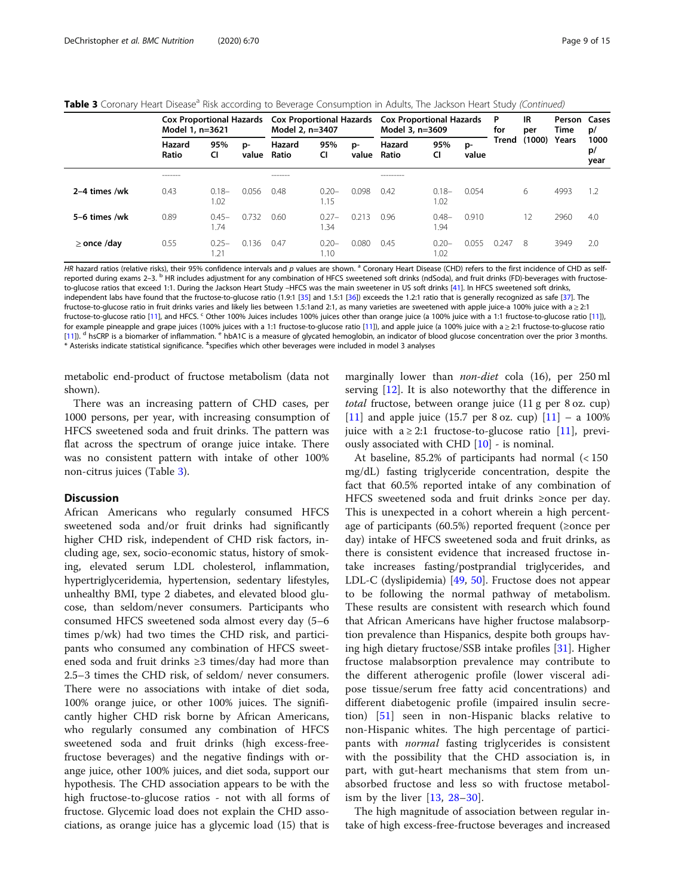**Table 3** Coronary Heart Disease[a] Risk according to Beverage Consumption in Adults, The Jackson Heart Study *(Continued)*

| | Cox Proportional Hazards Model 1, n=3621 | | | Cox Proportional Hazards Model 2, n=3407 | | | Cox Proportional Hazards Model 3, n=3609 | | | P for Trend | IR per (1000) | Person Time Years | Cases p/ 1000 p/ year |
|---|---|---|---|---|---|---|---|---|---|---|---|---|---|
| | Hazard Ratio | 95% CI | p-value | Hazard Ratio | 95% CI | p-value | Hazard Ratio | 95% CI | p-value | | | | |
| | ------- | | | ------- | | | --------- | | | | | | |
| **2–4 times /wk** | 0.43 | 0.18–1.02 | 0.056 | 0.48 | 0.20–1.15 | 0.098 | 0.42 | 0.18–1.02 | 0.054 | | 6 | 4993 | 1.2 |
| **5–6 times /wk** | 0.89 | 0.45–1.74 | 0.732 | 0.60 | 0.27–1.34 | 0.213 | 0.96 | 0.48–1.94 | 0.910 | | 12 | 2960 | 4.0 |
| **≥ once /day** | 0.55 | 0.25–1.21 | 0.136 | 0.47 | 0.20–1.10 | 0.080 | 0.45 | 0.20–1.02 | 0.055 | 0.247 | 8 | 3949 | 2.0 |

*HR* hazard ratios (relative risks), their 95% confidence intervals and *p* values are shown. [a] Coronary Heart Disease (CHD) refers to the first incidence of CHD as self-reported during exams 2–3. [b] HR includes adjustment for any combination of HFCS sweetened soft drinks (ndSoda), and fruit drinks (FD)-beverages with fructose-to-glucose ratios that exceed 1:1. During the Jackson Heart Study –HFCS was the main sweetener in US soft drinks [41]. In HFCS sweetened soft drinks, independent labs have found that the fructose-to-glucose ratio (1.9:1 [35] and 1.5:1 [36]) exceeds the 1.2:1 ratio that is generally recognized as safe [37]. The fructose-to-glucose ratio in fruit drinks varies and likely lies between 1.5:1and 2:1, as many varieties are sweetened with apple juice-a 100% juice with a ≥ 2:1 fructose-to-glucose ratio [11], and HFCS. [c] Other 100% Juices includes 100% juices other than orange juice (a 100% juice with a 1:1 fructose-to-glucose ratio [11]), for example pineapple and grape juices (100% juices with a 1:1 fructose-to-glucose ratio [11]), and apple juice (a 100% juice with a ≥ 2:1 fructose-to-glucose ratio [11]). [d] hsCRP is a biomarker of inflammation. [e] hbA1C is a measure of glycated hemoglobin, an indicator of blood glucose concentration over the prior 3 months. * Asterisks indicate statistical significance. [±]specifies which other beverages were included in model 3 analyses

metabolic end-product of fructose metabolism (data not shown).

There was an increasing pattern of CHD cases, per 1000 persons, per year, with increasing consumption of HFCS sweetened soda and fruit drinks. The pattern was flat across the spectrum of orange juice intake. There was no consistent pattern with intake of other 100% non-citrus juices (Table 3).

## Discussion

African Americans who regularly consumed HFCS sweetened soda and/or fruit drinks had significantly higher CHD risk, independent of CHD risk factors, including age, sex, socio-economic status, history of smoking, elevated serum LDL cholesterol, inflammation, hypertriglyceridemia, hypertension, sedentary lifestyles, unhealthy BMI, type 2 diabetes, and elevated blood glucose, than seldom/never consumers. Participants who consumed HFCS sweetened soda almost every day (5–6 times p/wk) had two times the CHD risk, and participants who consumed any combination of HFCS sweetened soda and fruit drinks ≥3 times/day had more than 2.5–3 times the CHD risk, of seldom/ never consumers. There were no associations with intake of diet soda, 100% orange juice, or other 100% juices. The significantly higher CHD risk borne by African Americans, who regularly consumed any combination of HFCS sweetened soda and fruit drinks (high excess-free-fructose beverages) and the negative findings with orange juice, other 100% juices, and diet soda, support our hypothesis. The CHD association appears to be with the high fructose-to-glucose ratios - not with all forms of fructose. Glycemic load does not explain the CHD associations, as orange juice has a glycemic load (15) that is marginally lower than *non-diet* cola (16), per 250 ml serving [12]. It is also noteworthy that the difference in *total* fructose, between orange juice (11 g per 8 oz. cup) [11] and apple juice (15.7 per 8 oz. cup) [11] – a 100% juice with a ≥ 2:1 fructose-to-glucose ratio [11], previously associated with CHD [10] - is nominal.

At baseline, 85.2% of participants had normal (< 150 mg/dL) fasting triglyceride concentration, despite the fact that 60.5% reported intake of any combination of HFCS sweetened soda and fruit drinks ≥once per day. This is unexpected in a cohort wherein a high percentage of participants (60.5%) reported frequent (≥once per day) intake of HFCS sweetened soda and fruit drinks, as there is consistent evidence that increased fructose intake increases fasting/postprandial triglycerides, and LDL-C (dyslipidemia) [49, 50]. Fructose does not appear to be following the normal pathway of metabolism. These results are consistent with research which found that African Americans have higher fructose malabsorption prevalence than Hispanics, despite both groups having high dietary fructose/SSB intake profiles [31]. Higher fructose malabsorption prevalence may contribute to the different atherogenic profile (lower visceral adipose tissue/serum free fatty acid concentrations) and different diabetogenic profile (impaired insulin secretion) [51] seen in non-Hispanic blacks relative to non-Hispanic whites. The high percentage of participants with *normal* fasting triglycerides is consistent with the possibility that the CHD association is, in part, with gut-heart mechanisms that stem from unabsorbed fructose and less so with fructose metabolism by the liver [13, 28–30].

The high magnitude of association between regular intake of high excess-free-fructose beverages and increased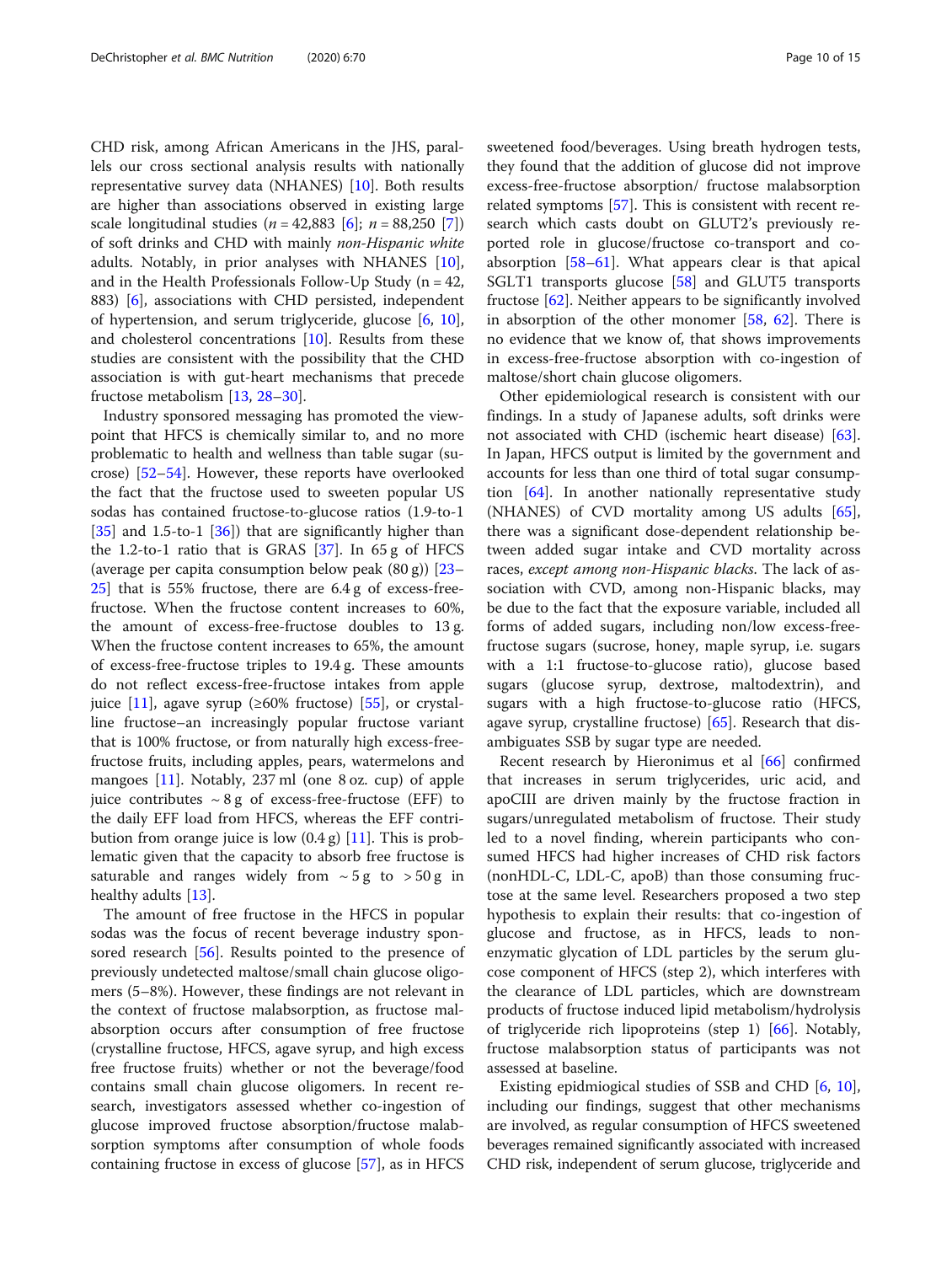CHD risk, among African Americans in the JHS, parallels our cross sectional analysis results with nationally representative survey data (NHANES) [10]. Both results are higher than associations observed in existing large scale longitudinal studies ($n = 42,883$ [6]; $n = 88,250$ [7]) of soft drinks and CHD with mainly *non-Hispanic white* adults. Notably, in prior analyses with NHANES [10], and in the Health Professionals Follow-Up Study (n = 42, 883) [6], associations with CHD persisted, independent of hypertension, and serum triglyceride, glucose [6, 10], and cholesterol concentrations [10]. Results from these studies are consistent with the possibility that the CHD association is with gut-heart mechanisms that precede fructose metabolism [13, 28–30].

Industry sponsored messaging has promoted the viewpoint that HFCS is chemically similar to, and no more problematic to health and wellness than table sugar (sucrose) [52–54]. However, these reports have overlooked the fact that the fructose used to sweeten popular US sodas has contained fructose-to-glucose ratios (1.9-to-1 [35] and 1.5-to-1 [36]) that are significantly higher than the 1.2-to-1 ratio that is GRAS [37]. In 65 g of HFCS (average per capita consumption below peak (80 g)) [23–25] that is 55% fructose, there are 6.4 g of excess-free-fructose. When the fructose content increases to 60%, the amount of excess-free-fructose doubles to 13 g. When the fructose content increases to 65%, the amount of excess-free-fructose triples to 19.4 g. These amounts do not reflect excess-free-fructose intakes from apple juice [11], agave syrup (≥60% fructose) [55], or crystalline fructose–an increasingly popular fructose variant that is 100% fructose, or from naturally high excess-free-fructose fruits, including apples, pears, watermelons and mangoes [11]. Notably, 237 ml (one 8 oz. cup) of apple juice contributes ~ 8 g of excess-free-fructose (EFF) to the daily EFF load from HFCS, whereas the EFF contribution from orange juice is low (0.4 g) [11]. This is problematic given that the capacity to absorb free fructose is saturable and ranges widely from ~ 5 g to > 50 g in healthy adults [13].

The amount of free fructose in the HFCS in popular sodas was the focus of recent beverage industry sponsored research [56]. Results pointed to the presence of previously undetected maltose/small chain glucose oligomers (5–8%). However, these findings are not relevant in the context of fructose malabsorption, as fructose malabsorption occurs after consumption of free fructose (crystalline fructose, HFCS, agave syrup, and high excess free fructose fruits) whether or not the beverage/food contains small chain glucose oligomers. In recent research, investigators assessed whether co-ingestion of glucose improved fructose absorption/fructose malabsorption symptoms after consumption of whole foods containing fructose in excess of glucose [57], as in HFCS sweetened food/beverages. Using breath hydrogen tests, they found that the addition of glucose did not improve excess-free-fructose absorption/ fructose malabsorption related symptoms [57]. This is consistent with recent research which casts doubt on GLUT2's previously reported role in glucose/fructose co-transport and co-absorption [58–61]. What appears clear is that apical SGLT1 transports glucose [58] and GLUT5 transports fructose [62]. Neither appears to be significantly involved in absorption of the other monomer [58, 62]. There is no evidence that we know of, that shows improvements in excess-free-fructose absorption with co-ingestion of maltose/short chain glucose oligomers.

Other epidemiological research is consistent with our findings. In a study of Japanese adults, soft drinks were not associated with CHD (ischemic heart disease) [63]. In Japan, HFCS output is limited by the government and accounts for less than one third of total sugar consumption [64]. In another nationally representative study (NHANES) of CVD mortality among US adults [65], there was a significant dose-dependent relationship between added sugar intake and CVD mortality across races, *except among non-Hispanic blacks*. The lack of association with CVD, among non-Hispanic blacks, may be due to the fact that the exposure variable, included all forms of added sugars, including non/low excess-free-fructose sugars (sucrose, honey, maple syrup, i.e. sugars with a 1:1 fructose-to-glucose ratio), glucose based sugars (glucose syrup, dextrose, maltodextrin), and sugars with a high fructose-to-glucose ratio (HFCS, agave syrup, crystalline fructose) [65]. Research that disambiguates SSB by sugar type are needed.

Recent research by Hieronimus et al [66] confirmed that increases in serum triglycerides, uric acid, and apoCIII are driven mainly by the fructose fraction in sugars/unregulated metabolism of fructose. Their study led to a novel finding, wherein participants who consumed HFCS had higher increases of CHD risk factors (nonHDL-C, LDL-C, apoB) than those consuming fructose at the same level. Researchers proposed a two step hypothesis to explain their results: that co-ingestion of glucose and fructose, as in HFCS, leads to non-enzymatic glycation of LDL particles by the serum glucose component of HFCS (step 2), which interferes with the clearance of LDL particles, which are downstream products of fructose induced lipid metabolism/hydrolysis of triglyceride rich lipoproteins (step 1) [66]. Notably, fructose malabsorption status of participants was not assessed at baseline.

Existing epdimiogical studies of SSB and CHD [6, 10], including our findings, suggest that other mechanisms are involved, as regular consumption of HFCS sweetened beverages remained significantly associated with increased CHD risk, independent of serum glucose, triglyceride and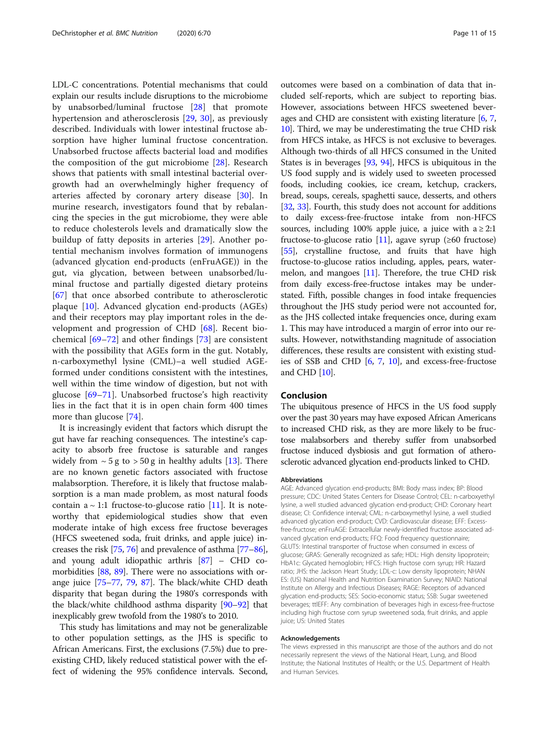LDL-C concentrations. Potential mechanisms that could explain our results include disruptions to the microbiome by unabsorbed/luminal fructose [28] that promote hypertension and atherosclerosis [29, 30], as previously described. Individuals with lower intestinal fructose absorption have higher luminal fructose concentration. Unabsorbed fructose affects bacterial load and modifies the composition of the gut microbiome [28]. Research shows that patients with small intestinal bacterial overgrowth had an overwhelmingly higher frequency of arteries affected by coronary artery disease [30]. In murine research, investigators found that by rebalancing the species in the gut microbiome, they were able to reduce cholesterols levels and dramatically slow the buildup of fatty deposits in arteries [29]. Another potential mechanism involves formation of immunogens (advanced glycation end-products (enFruAGE)) in the gut, via glycation, between between unabsorbed/luminal fructose and partially digested dietary proteins [67] that once absorbed contribute to atherosclerotic plaque [10]. Advanced glycation end-products (AGEs) and their receptors may play important roles in the development and progression of CHD [68]. Recent biochemical [69–72] and other findings [73] are consistent with the possibility that AGEs form in the gut. Notably, n-carboxymethyl lysine (CML)–a well studied AGE-formed under conditions consistent with the intestines, well within the time window of digestion, but not with glucose [69–71]. Unabsorbed fructose's high reactivity lies in the fact that it is in open chain form 400 times more than glucose [74].

It is increasingly evident that factors which disrupt the gut have far reaching consequences. The intestine's capacity to absorb free fructose is saturable and ranges widely from ~ 5 g to > 50 g in healthy adults [13]. There are no known genetic factors associated with fructose malabsorption. Therefore, it is likely that fructose malabsorption is a man made problem, as most natural foods contain a ~ 1:1 fructose-to-glucose ratio [11]. It is noteworthy that epidemiological studies show that even moderate intake of high excess free fructose beverages (HFCS sweetened soda, fruit drinks, and apple juice) increases the risk [75, 76] and prevalence of asthma [77–86], and young adult idiopathic arthris [87] – CHD comorbidities [88, 89]. There were no associations with orange juice [75–77, 79, 87]. The black/white CHD death disparity that began during the 1980's corresponds with the black/white childhood asthma disparity [90–92] that inexplicably grew twofold from the 1980's to 2010.

This study has limitations and may not be generalizable to other population settings, as the JHS is specific to African Americans. First, the exclusions (7.5%) due to preexisting CHD, likely reduced statistical power with the effect of widening the 95% confidence intervals. Second, outcomes were based on a combination of data that included self-reports, which are subject to reporting bias. However, associations between HFCS sweetened beverages and CHD are consistent with existing literature [6, 7, 10]. Third, we may be underestimating the true CHD risk from HFCS intake, as HFCS is not exclusive to beverages. Although two-thirds of all HFCS consumed in the United States is in beverages [93, 94], HFCS is ubiquitous in the US food supply and is widely used to sweeten processed foods, including cookies, ice cream, ketchup, crackers, bread, soups, cereals, spaghetti sauce, desserts, and others [32, 33]. Fourth, this study does not account for additions to daily excess-free-fructose intake from non-HFCS sources, including 100% apple juice, a juice with a ≥ 2:1 fructose-to-glucose ratio [11], agave syrup (≥60 fructose) [55], crystalline fructose, and fruits that have high fructose-to-glucose ratios including, apples, pears, watermelon, and mangoes [11]. Therefore, the true CHD risk from daily excess-free-fructose intakes may be understated. Fifth, possible changes in food intake frequencies throughout the JHS study period were not accounted for, as the JHS collected intake frequencies once, during exam 1. This may have introduced a margin of error into our results. However, notwithstanding magnitude of association differences, these results are consistent with existing studies of SSB and CHD [6, 7, 10], and excess-free-fructose and CHD [10].

## Conclusion

The ubiquitous presence of HFCS in the US food supply over the past 30 years may have exposed African Americans to increased CHD risk, as they are more likely to be fructose malabsorbers and thereby suffer from unabsorbed fructose induced dysbiosis and gut formation of atherosclerotic advanced glycation end-products linked to CHD.

### Abbreviations

AGE: Advanced glycation end-products; BMI: Body mass index; BP: Blood pressure; CDC: United States Centers for Disease Control; CEL: n-carboxyethyl lysine, a well studied advanced glycation end-product; CHD: Coronary heart disease; CI: Confidence interval; CML: n-carboxymethyl lysine, a well studied advanced glycation end-product; CVD: Cardiovascular disease; EFF: Excess-free-fructose; enFruAGE: Extracellular newly-identified fructose associated advanced glycation end-products; FFQ: Food frequency questionnaire; GLUT5: Intestinal transporter of fructose when consumed in excess of glucose; GRAS: Generally recognized as safe; HDL: High density lipoprotein; HbA1c: Glycated hemoglobin; HFCS: High fructose corn syrup; HR: Hazard ratio; JHS: the Jackson Heart Study; LDL-c: Low density lipoprotein; NHANES: (US) National Health and Nutrition Examination Survey; NIAID: National Institute on Allergy and Infectious Diseases; RAGE: Receptors of advanced glycation end-products; SES: Socio-economic status; SSB: Sugar sweetened beverages; ttlEFF: Any combination of beverages high in excess-free-fructose including high fructose corn syrup sweetened soda, fruit drinks, and apple juice; US: United States

### Acknowledgements

The views expressed in this manuscript are those of the authors and do not necessarily represent the views of the National Heart, Lung, and Blood Institute; the National Institutes of Health; or the U.S. Department of Health and Human Services.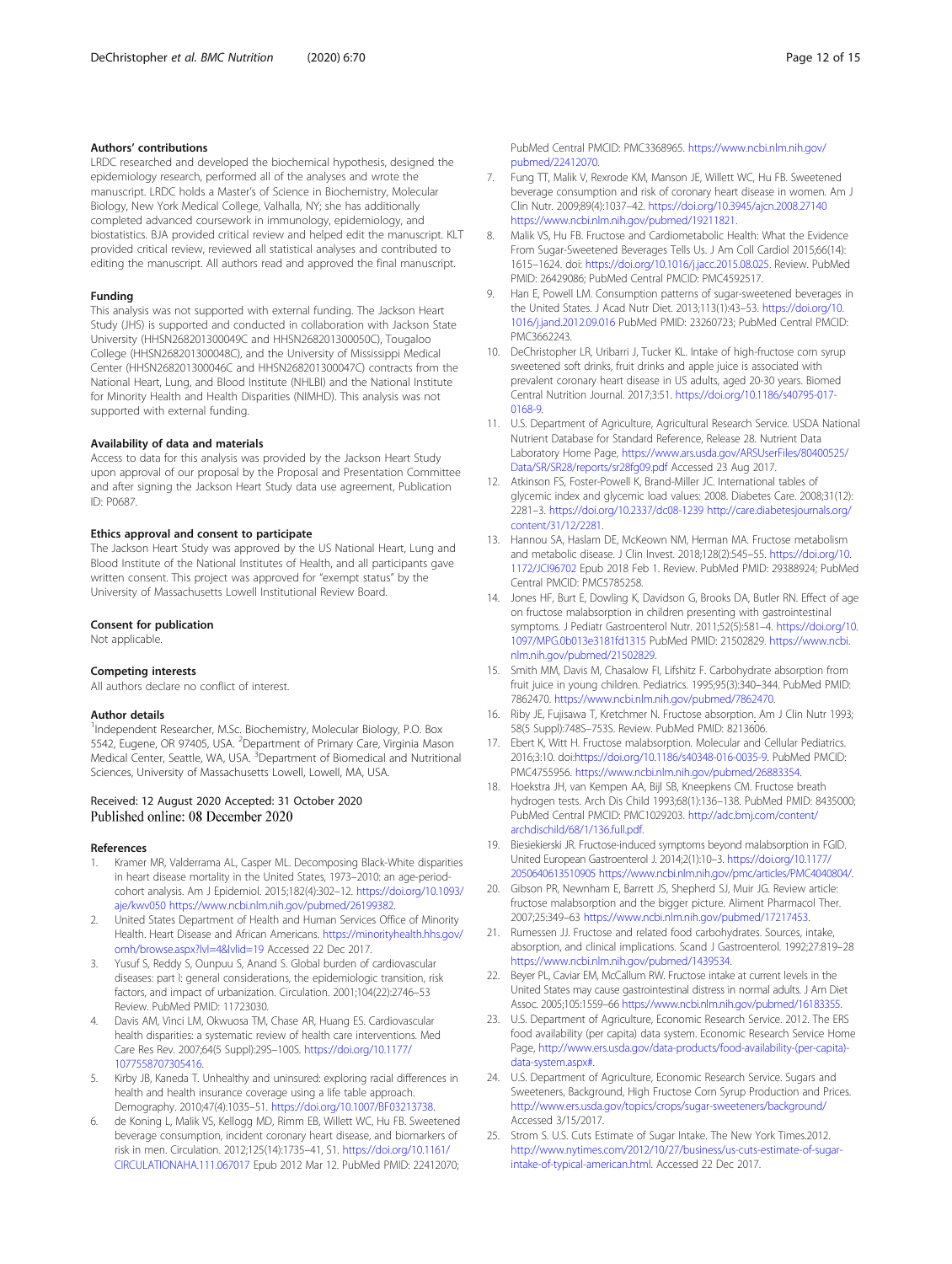### Authors' contributions

LRDC researched and developed the biochemical hypothesis, designed the epidemiology research, performed all of the analyses and wrote the manuscript. LRDC holds a Master's of Science in Biochemistry, Molecular Biology, New York Medical College, Valhalla, NY; she has additionally completed advanced coursework in immunology, epidemiology, and biostatistics. BJA provided critical review and helped edit the manuscript. KLT provided critical review, reviewed all statistical analyses and contributed to editing the manuscript. All authors read and approved the final manuscript.

### Funding

This analysis was not supported with external funding. The Jackson Heart Study (JHS) is supported and conducted in collaboration with Jackson State University (HHSN268201300049C and HHSN268201300050C), Tougaloo College (HHSN268201300048C), and the University of Mississippi Medical Center (HHSN268201300046C and HHSN268201300047C) contracts from the National Heart, Lung, and Blood Institute (NHLBI) and the National Institute for Minority Health and Health Disparities (NIMHD). This analysis was not supported with external funding.

### Availability of data and materials

Access to data for this analysis was provided by the Jackson Heart Study upon approval of our proposal by the Proposal and Presentation Committee and after signing the Jackson Heart Study data use agreement, Publication ID: P0687.

### Ethics approval and consent to participate

The Jackson Heart Study was approved by the US National Heart, Lung and Blood Institute of the National Institutes of Health, and all participants gave written consent. This project was approved for "exempt status" by the University of Massachusetts Lowell Institutional Review Board.

### Consent for publication

Not applicable.

### Competing interests

All authors declare no conflict of interest.

### Author details

[1]Independent Researcher, M.Sc. Biochemistry, Molecular Biology, P.O. Box 5542, Eugene, OR 97405, USA. [2]Department of Primary Care, Virginia Mason Medical Center, Seattle, WA, USA. [3]Department of Biomedical and Nutritional Sciences, University of Massachusetts Lowell, Lowell, MA, USA.

Received: 12 August 2020 Accepted: 31 October 2020
Published online: 08 December 2020

### References

1. Kramer MR, Valderrama AL, Casper ML. Decomposing Black-White disparities in heart disease mortality in the United States, 1973–2010: an age-period-cohort analysis. Am J Epidemiol. 2015;182(4):302–12. https://doi.org/10.1093/aje/kwv050 https://www.ncbi.nlm.nih.gov/pubmed/26199382.
2. United States Department of Health and Human Services Office of Minority Health. Heart Disease and African Americans. https://minorityhealth.hhs.gov/omh/browse.aspx?lvl=4&lvlid=19 Accessed 22 Dec 2017.
3. Yusuf S, Reddy S, Ounpuu S, Anand S. Global burden of cardiovascular diseases: part I: general considerations, the epidemiologic transition, risk factors, and impact of urbanization. Circulation. 2001;104(22):2746–53 Review. PubMed PMID: 11723030.
4. Davis AM, Vinci LM, Okwuosa TM, Chase AR, Huang ES. Cardiovascular health disparities: a systematic review of health care interventions. Med Care Res Rev. 2007;64(5 Suppl):29S–100S. https://doi.org/10.1177/1077558707305416.
5. Kirby JB, Kaneda T. Unhealthy and uninsured: exploring racial differences in health and health insurance coverage using a life table approach. Demography. 2010;47(4):1035–51. https://doi.org/10.1007/BF03213738.
6. de Koning L, Malik VS, Kellogg MD, Rimm EB, Willett WC, Hu FB. Sweetened beverage consumption, incident coronary heart disease, and biomarkers of risk in men. Circulation. 2012;125(14):1735–41, S1. https://doi.org/10.1161/CIRCULATIONAHA.111.067017 Epub 2012 Mar 12. PubMed PMID: 22412070; PubMed Central PMCID: PMC3368965. https://www.ncbi.nlm.nih.gov/pubmed/22412070.
7. Fung TT, Malik V, Rexrode KM, Manson JE, Willett WC, Hu FB. Sweetened beverage consumption and risk of coronary heart disease in women. Am J Clin Nutr. 2009;89(4):1037–42. https://doi.org/10.3945/ajcn.2008.27140 https://www.ncbi.nlm.nih.gov/pubmed/19211821.
8. Malik VS, Hu FB. Fructose and Cardiometabolic Health: What the Evidence From Sugar-Sweetened Beverages Tells Us. J Am Coll Cardiol 2015;66(14):1615–1624. doi: https://doi.org/10.1016/j.jacc.2015.08.025. Review. PubMed PMID: 26429086; PubMed Central PMCID: PMC4592517.
9. Han E, Powell LM. Consumption patterns of sugar-sweetened beverages in the United States. J Acad Nutr Diet. 2013;113(1):43–53. https://doi.org/10.1016/j.jand.2012.09.016 PubMed PMID: 23260723; PubMed Central PMCID: PMC3662243.
10. DeChristopher LR, Uribarri J, Tucker KL. Intake of high-fructose corn syrup sweetened soft drinks, fruit drinks and apple juice is associated with prevalent coronary heart disease in US adults, aged 20-30 years. Biomed Central Nutrition Journal. 2017;3:51. https://doi.org/10.1186/s40795-017-0168-9.
11. U.S. Department of Agriculture, Agricultural Research Service. USDA National Nutrient Database for Standard Reference, Release 28. Nutrient Data Laboratory Home Page, https://www.ars.usda.gov/ARSUserFiles/80400525/Data/SR/SR28/reports/sr28fg09.pdf Accessed 23 Aug 2017.
12. Atkinson FS, Foster-Powell K, Brand-Miller JC. International tables of glycemic index and glycemic load values: 2008. Diabetes Care. 2008;31(12):2281–3. https://doi.org/10.2337/dc08-1239 http://care.diabetesjournals.org/content/31/12/2281.
13. Hannou SA, Haslam DE, McKeown NM, Herman MA. Fructose metabolism and metabolic disease. J Clin Invest. 2018;128(2):545–55. https://doi.org/10.1172/JCI96702 Epub 2018 Feb 1. Review. PubMed PMID: 29388924; PubMed Central PMCID: PMC5785258.
14. Jones HF, Burt E, Dowling K, Davidson G, Brooks DA, Butler RN. Effect of age on fructose malabsorption in children presenting with gastrointestinal symptoms. J Pediatr Gastroenterol Nutr. 2011;52(5):581–4. https://doi.org/10.1097/MPG.0b013e3181fd1315 PubMed PMID: 21502829. https://www.ncbi.nlm.nih.gov/pubmed/21502829.
15. Smith MM, Davis M, Chasalow FI, Lifshitz F. Carbohydrate absorption from fruit juice in young children. Pediatrics. 1995;95(3):340–344. PubMed PMID: 7862470. https://www.ncbi.nlm.nih.gov/pubmed/7862470.
16. Riby JE, Fujisawa T, Kretchmer N. Fructose absorption. Am J Clin Nutr 1993; 58(5 Suppl):748S–753S. Review. PubMed PMID: 8213606.
17. Ebert K, Witt H. Fructose malabsorption. Molecular and Cellular Pediatrics. 2016;3:10. doi:https://doi.org/10.1186/s40348-016-0035-9. PubMed PMCID: PMC4755956. https://www.ncbi.nlm.nih.gov/pubmed/26883354.
18. Hoekstra JH, van Kempen AA, Bijl SB, Kneepkens CM. Fructose breath hydrogen tests. Arch Dis Child 1993;68(1):136–138. PubMed PMID: 8435000; PubMed Central PMCID: PMC1029203. http://adc.bmj.com/content/archdischild/68/1/136.full.pdf.
19. Biesiekierski JR. Fructose-induced symptoms beyond malabsorption in FGID. United European Gastroenterol J. 2014;2(1):10–3. https://doi.org/10.1177/2050640613510905 https://www.ncbi.nlm.nih.gov/pmc/articles/PMC4040804/.
20. Gibson PR, Newnham E, Barrett JS, Shepherd SJ, Muir JG. Review article: fructose malabsorption and the bigger picture. Aliment Pharmacol Ther. 2007;25:349–63 https://www.ncbi.nlm.nih.gov/pubmed/17217453.
21. Rumessen JJ. Fructose and related food carbohydrates. Sources, intake, absorption, and clinical implications. Scand J Gastroenterol. 1992;27:819–28 https://www.ncbi.nlm.nih.gov/pubmed/1439534.
22. Beyer PL, Caviar EM, McCallum RW. Fructose intake at current levels in the United States may cause gastrointestinal distress in normal adults. J Am Diet Assoc. 2005;105:1559–66 https://www.ncbi.nlm.nih.gov/pubmed/16183355.
23. U.S. Department of Agriculture, Economic Research Service. 2012. The ERS food availability (per capita) data system. Economic Research Service Home Page, http://www.ers.usda.gov/data-products/food-availability-(per-capita)-data-system.aspx#.
24. U.S. Department of Agriculture, Economic Research Service. Sugars and Sweeteners, Background, High Fructose Corn Syrup Production and Prices. http://www.ers.usda.gov/topics/crops/sugar-sweeteners/background/ Accessed 3/15/2017.
25. Strom S. U.S. Cuts Estimate of Sugar Intake. The New York Times.2012. http://www.nytimes.com/2012/10/27/business/us-cuts-estimate-of-sugar-intake-of-typical-american.html. Accessed 22 Dec 2017.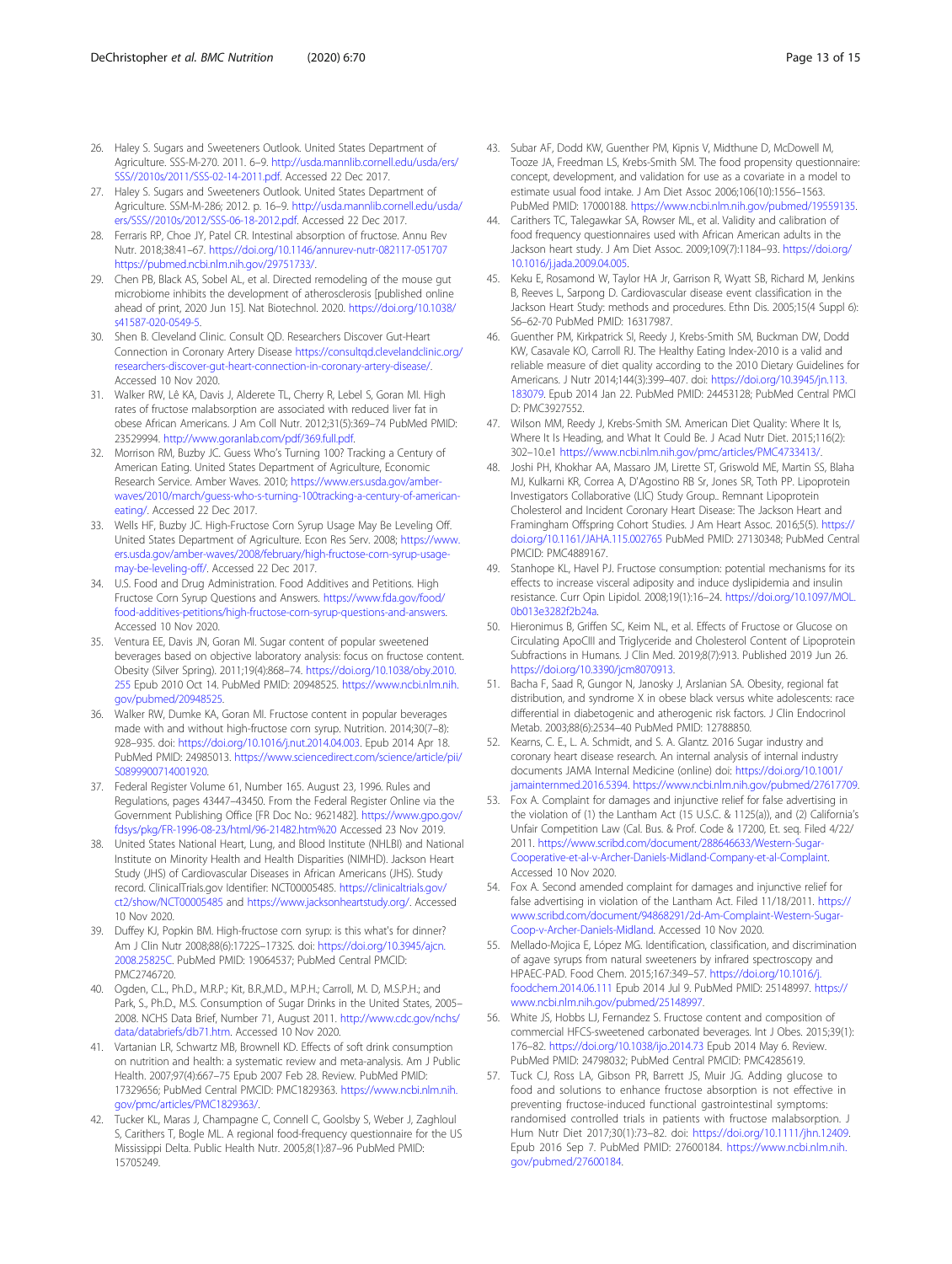26. Haley S. Sugars and Sweeteners Outlook. United States Department of Agriculture. SSS-M-270. 2011. 6–9. http://usda.mannlib.cornell.edu/usda/ers/SSS//2010s/2011/SSS-02-14-2011.pdf. Accessed 22 Dec 2017.
27. Haley S. Sugars and Sweeteners Outlook. United States Department of Agriculture. SSM-M-286; 2012. p. 16–9. http://usda.mannlib.cornell.edu/usda/ers/SSS//2010s/2012/SSS-06-18-2012.pdf. Accessed 22 Dec 2017.
28. Ferraris RP, Choe JY, Patel CR. Intestinal absorption of fructose. Annu Rev Nutr. 2018;38:41–67. https://doi.org/10.1146/annurev-nutr-082117-051707 https://pubmed.ncbi.nlm.nih.gov/29751733/.
29. Chen PB, Black AS, Sobel AL, et al. Directed remodeling of the mouse gut microbiome inhibits the development of atherosclerosis [published online ahead of print, 2020 Jun 15]. Nat Biotechnol. 2020. https://doi.org/10.1038/s41587-020-0549-5.
30. Shen B. Cleveland Clinic. Consult QD. Researchers Discover Gut-Heart Connection in Coronary Artery Disease https://consultqd.clevelandclinic.org/researchers-discover-gut-heart-connection-in-coronary-artery-disease/. Accessed 10 Nov 2020.
31. Walker RW, Lê KA, Davis J, Alderete TL, Cherry R, Lebel S, Goran MI. High rates of fructose malabsorption are associated with reduced liver fat in obese African Americans. J Am Coll Nutr. 2012;31(5):369–74 PubMed PMID: 23529994. http://www.goranlab.com/pdf/369.full.pdf.
32. Morrison RM, Buzby JC. Guess Who's Turning 100? Tracking a Century of American Eating. United States Department of Agriculture, Economic Research Service. Amber Waves. 2010; https://www.ers.usda.gov/amber-waves/2010/march/guess-who-s-turning-100tracking-a-century-of-american-eating/. Accessed 22 Dec 2017.
33. Wells HF, Buzby JC. High-Fructose Corn Syrup Usage May Be Leveling Off. United States Department of Agriculture. Econ Res Serv. 2008; https://www.ers.usda.gov/amber-waves/2008/february/high-fructose-corn-syrup-usage-may-be-leveling-off/. Accessed 22 Dec 2017.
34. U.S. Food and Drug Administration. Food Additives and Petitions. High Fructose Corn Syrup Questions and Answers. https://www.fda.gov/food/food-additives-petitions/high-fructose-corn-syrup-questions-and-answers. Accessed 10 Nov 2020.
35. Ventura EE, Davis JN, Goran MI. Sugar content of popular sweetened beverages based on objective laboratory analysis: focus on fructose content. Obesity (Silver Spring). 2011;19(4):868–74. https://doi.org/10.1038/oby.2010.255 Epub 2010 Oct 14. PubMed PMID: 20948525. https://www.ncbi.nlm.nih.gov/pubmed/20948525.
36. Walker RW, Dumke KA, Goran MI. Fructose content in popular beverages made with and without high-fructose corn syrup. Nutrition. 2014;30(7–8):928–935. doi: https://doi.org/10.1016/j.nut.2014.04.003. Epub 2014 Apr 18. PubMed PMID: 24985013. https://www.sciencedirect.com/science/article/pii/S0899900714001920.
37. Federal Register Volume 61, Number 165. August 23, 1996. Rules and Regulations, pages 43447–43450. From the Federal Register Online via the Government Publishing Office [FR Doc No.: 9621482]. https://www.gpo.gov/fdsys/pkg/FR-1996-08-23/html/96-21482.htm%20 Accessed 23 Nov 2019.
38. United States National Heart, Lung, and Blood Institute (NHLBI) and National Institute on Minority Health and Health Disparities (NIMHD). Jackson Heart Study (JHS) of Cardiovascular Diseases in African Americans (JHS). Study record. ClinicalTrials.gov Identifier: NCT00005485. https://clinicaltrials.gov/ct2/show/NCT00005485 and https://www.jacksonheartstudy.org/. Accessed 10 Nov 2020.
39. Duffey KJ, Popkin BM. High-fructose corn syrup: is this what's for dinner? Am J Clin Nutr 2008;88(6):1722S–1732S. doi: https://doi.org/10.3945/ajcn.2008.25825C. PubMed PMID: 19064537; PubMed Central PMCID: PMC2746720.
40. Ogden, C.L., Ph.D., M.R.P.; Kit, B.R.,M.D., M.P.H.; Carroll, M. D, M.S.P.H.; and Park, S., Ph.D., M.S. Consumption of Sugar Drinks in the United States, 2005–2008. NCHS Data Brief, Number 71, August 2011. http://www.cdc.gov/nchs/data/databriefs/db71.htm. Accessed 10 Nov 2020.
41. Vartanian LR, Schwartz MB, Brownell KD. Effects of soft drink consumption on nutrition and health: a systematic review and meta-analysis. Am J Public Health. 2007;97(4):667–75 Epub 2007 Feb 28. Review. PubMed PMID: 17329656; PubMed Central PMCID: PMC1829363. https://www.ncbi.nlm.nih.gov/pmc/articles/PMC1829363/.
42. Tucker KL, Maras J, Champagne C, Connell C, Goolsby S, Weber J, Zaghloul S, Carithers T, Bogle ML. A regional food-frequency questionnaire for the US Mississippi Delta. Public Health Nutr. 2005;8(1):87–96 PubMed PMID: 15705249.
43. Subar AF, Dodd KW, Guenther PM, Kipnis V, Midthune D, McDowell M, Tooze JA, Freedman LS, Krebs-Smith SM. The food propensity questionnaire: concept, development, and validation for use as a covariate in a model to estimate usual food intake. J Am Diet Assoc 2006;106(10):1556–1563. PubMed PMID: 17000188. https://www.ncbi.nlm.nih.gov/pubmed/19559135.
44. Carithers TC, Talegawkar SA, Rowser ML, et al. Validity and calibration of food frequency questionnaires used with African American adults in the Jackson heart study. J Am Diet Assoc. 2009;109(7):1184–93. https://doi.org/10.1016/j.jada.2009.04.005.
45. Keku E, Rosamond W, Taylor HA Jr, Garrison R, Wyatt SB, Richard M, Jenkins B, Reeves L, Sarpong D. Cardiovascular disease event classification in the Jackson Heart Study: methods and procedures. Ethn Dis. 2005;15(4 Suppl 6):S6–62-70 PubMed PMID: 16317987.
46. Guenther PM, Kirkpatrick SI, Reedy J, Krebs-Smith SM, Buckman DW, Dodd KW, Casavale KO, Carroll RJ. The Healthy Eating Index-2010 is a valid and reliable measure of diet quality according to the 2010 Dietary Guidelines for Americans. J Nutr 2014;144(3):399–407. doi: https://doi.org/10.3945/jn.113.183079. Epub 2014 Jan 22. PubMed PMID: 24453128; PubMed Central PMCI D: PMC3927552.
47. Wilson MM, Reedy J, Krebs-Smith SM. American Diet Quality: Where It Is, Where It Is Heading, and What It Could Be. J Acad Nutr Diet. 2015;116(2):302–10.e1 https://www.ncbi.nlm.nih.gov/pmc/articles/PMC4733413/.
48. Joshi PH, Khokhar AA, Massaro JM, Lirette ST, Griswold ME, Martin SS, Blaha MJ, Kulkarni KR, Correa A, D'Agostino RB Sr, Jones SR, Toth PP. Lipoprotein Investigators Collaborative (LIC) Study Group.. Remnant Lipoprotein Cholesterol and Incident Coronary Heart Disease: The Jackson Heart and Framingham Offspring Cohort Studies. J Am Heart Assoc. 2016;5(5). https://doi.org/10.1161/JAHA.115.002765 PubMed PMID: 27130348; PubMed Central PMCID: PMC4889167.
49. Stanhope KL, Havel PJ. Fructose consumption: potential mechanisms for its effects to increase visceral adiposity and induce dyslipidemia and insulin resistance. Curr Opin Lipidol. 2008;19(1):16–24. https://doi.org/10.1097/MOL.0b013e3282f2b24a.
50. Hieronimus B, Griffen SC, Keim NL, et al. Effects of Fructose or Glucose on Circulating ApoCIII and Triglyceride and Cholesterol Content of Lipoprotein Subfractions in Humans. J Clin Med. 2019;8(7):913. Published 2019 Jun 26. https://doi.org/10.3390/jcm8070913.
51. Bacha F, Saad R, Gungor N, Janosky J, Arslanian SA. Obesity, regional fat distribution, and syndrome X in obese black versus white adolescents: race differential in diabetogenic and atherogenic risk factors. J Clin Endocrinol Metab. 2003;88(6):2534–40 PubMed PMID: 12788850.
52. Kearns, C. E., L. A. Schmidt, and S. A. Glantz. 2016 Sugar industry and coronary heart disease research. An internal analysis of internal industry documents JAMA Internal Medicine (online) doi: https://doi.org/10.1001/jamainternmed.2016.5394. https://www.ncbi.nlm.nih.gov/pubmed/27617709.
53. Fox A. Complaint for damages and injunctive relief for false advertising in the violation of (1) the Lantham Act (15 U.S.C. & 1125(a)), and (2) California's Unfair Competition Law (Cal. Bus. & Prof. Code & 17200, Et. seq. Filed 4/22/2011. https://www.scribd.com/document/288646633/Western-Sugar-Cooperative-et-al-v-Archer-Daniels-Midland-Company-et-al-Complaint. Accessed 10 Nov 2020.
54. Fox A. Second amended complaint for damages and injunctive relief for false advertising in violation of the Lantham Act. Filed 11/18/2011. https://www.scribd.com/document/94868291/2d-Am-Complaint-Western-Sugar-Coop-v-Archer-Daniels-Midland. Accessed 10 Nov 2020.
55. Mellado-Mojica E, López MG. Identification, classification, and discrimination of agave syrups from natural sweeteners by infrared spectroscopy and HPAEC-PAD. Food Chem. 2015;167:349–57. https://doi.org/10.1016/j.foodchem.2014.06.111 Epub 2014 Jul 9. PubMed PMID: 25148997. https://www.ncbi.nlm.nih.gov/pubmed/25148997.
56. White JS, Hobbs LJ, Fernandez S. Fructose content and composition of commercial HFCS-sweetened carbonated beverages. Int J Obes. 2015;39(1):176–82. https://doi.org/10.1038/ijo.2014.73 Epub 2014 May 6. Review. PubMed PMID: 24798032; PubMed Central PMCID: PMC4285619.
57. Tuck CJ, Ross LA, Gibson PR, Barrett JS, Muir JG. Adding glucose to food and solutions to enhance fructose absorption is not effective in preventing fructose-induced functional gastrointestinal symptoms: randomised controlled trials in patients with fructose malabsorption. J Hum Nutr Diet 2017;30(1):73–82. doi: https://doi.org/10.1111/jhn.12409. Epub 2016 Sep 7. PubMed PMID: 27600184. https://www.ncbi.nlm.nih.gov/pubmed/27600184.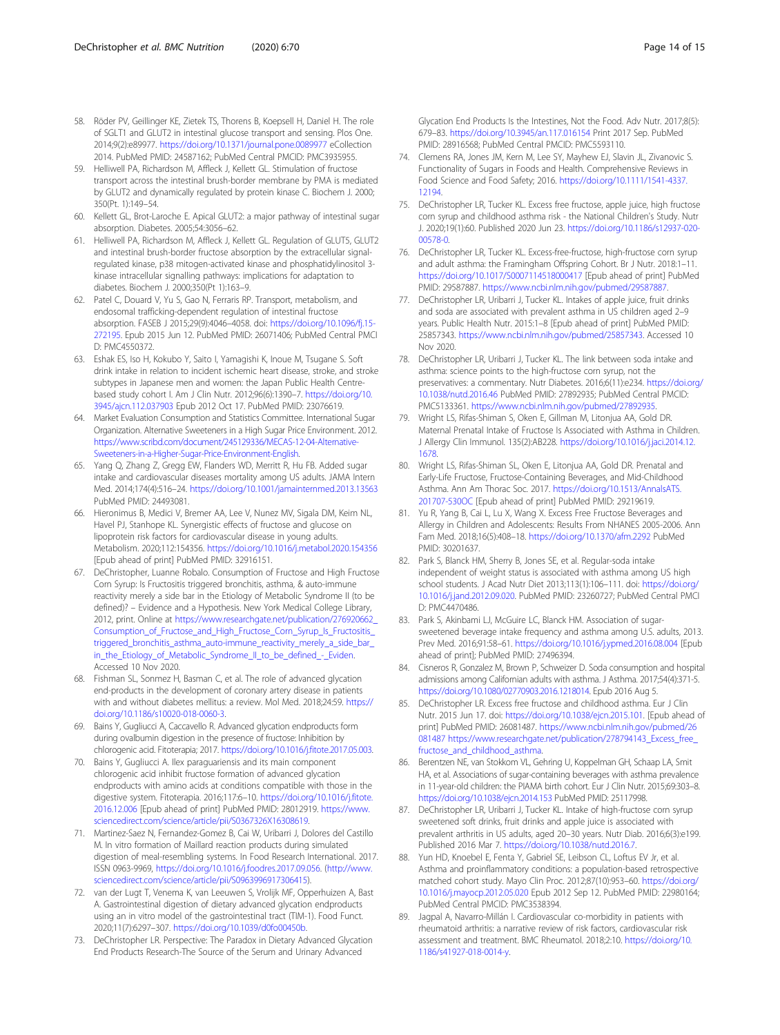58. Röder PV, Geillinger KE, Zietek TS, Thorens B, Koepsell H, Daniel H. The role of SGLT1 and GLUT2 in intestinal glucose transport and sensing. Plos One. 2014;9(2):e89977. https://doi.org/10.1371/journal.pone.0089977 eCollection 2014. PubMed PMID: 24587162; PubMed Central PMCID: PMC3935955.
59. Helliwell PA, Richardson M, Affleck J, Kellett GL. Stimulation of fructose transport across the intestinal brush-border membrane by PMA is mediated by GLUT2 and dynamically regulated by protein kinase C. Biochem J. 2000; 350(Pt. 1):149–54.
60. Kellett GL, Brot-Laroche E. Apical GLUT2: a major pathway of intestinal sugar absorption. Diabetes. 2005;54:3056–62.
61. Helliwell PA, Richardson M, Affleck J, Kellett GL. Regulation of GLUT5, GLUT2 and intestinal brush-border fructose absorption by the extracellular signal-regulated kinase, p38 mitogen-activated kinase and phosphatidylinositol 3-kinase intracellular signalling pathways: implications for adaptation to diabetes. Biochem J. 2000;350(Pt 1):163–9.
62. Patel C, Douard V, Yu S, Gao N, Ferraris RP. Transport, metabolism, and endosomal trafficking-dependent regulation of intestinal fructose absorption. FASEB J 2015;29(9):4046–4058. doi: https://doi.org/10.1096/fj.15-272195. Epub 2015 Jun 12. PubMed PMID: 26071406; PubMed Central PMCI D: PMC4550372.
63. Eshak ES, Iso H, Kokubo Y, Saito I, Yamagishi K, Inoue M, Tsugane S. Soft drink intake in relation to incident ischemic heart disease, stroke, and stroke subtypes in Japanese men and women: the Japan Public Health Centre-based study cohort I. Am J Clin Nutr. 2012;96(6):1390–7. https://doi.org/10.3945/ajcn.112.037903 Epub 2012 Oct 17. PubMed PMID: 23076619.
64. Market Evaluation Consumption and Statistics Committee. International Sugar Organization. Alternative Sweeteners in a High Sugar Price Environment. 2012. https://www.scribd.com/document/245129336/MECAS-12-04-Alternative-Sweeteners-in-a-Higher-Sugar-Price-Environment-English.
65. Yang Q, Zhang Z, Gregg EW, Flanders WD, Merritt R, Hu FB. Added sugar intake and cardiovascular diseases mortality among US adults. JAMA Intern Med. 2014;174(4):516–24. https://doi.org/10.1001/jamainternmed.2013.13563 PubMed PMID: 24493081.
66. Hieronimus B, Medici V, Bremer AA, Lee V, Nunez MV, Sigala DM, Keim NL, Havel PJ, Stanhope KL. Synergistic effects of fructose and glucose on lipoprotein risk factors for cardiovascular disease in young adults. Metabolism. 2020;112:154356. https://doi.org/10.1016/j.metabol.2020.154356 [Epub ahead of print] PubMed PMID: 32916151.
67. DeChristopher, Luanne Robalo. Consumption of Fructose and High Fructose Corn Syrup: Is Fructositis triggered bronchitis, asthma, & auto-immune reactivity merely a side bar in the Etiology of Metabolic Syndrome II (to be defined)? – Evidence and a Hypothesis. New York Medical College Library, 2012, print. Online at https://www.researchgate.net/publication/276920662_Consumption_of_Fructose_and_High_Fructose_Corn_Syrup_Is_Fructositis_triggered_bronchitis_asthma_auto-immune_reactivity_merely_a_side_bar_in_the_Etiology_of_Metabolic_Syndrome_II_to_be_defined_-_Eviden. Accessed 10 Nov 2020.
68. Fishman SL, Sonmez H, Basman C, et al. The role of advanced glycation end-products in the development of coronary artery disease in patients with and without diabetes mellitus: a review. Mol Med. 2018;24:59. https://doi.org/10.1186/s10020-018-0060-3.
69. Bains Y, Gugliucci A, Caccavello R. Advanced glycation endproducts form during ovalbumin digestion in the presence of fructose: Inhibition by chlorogenic acid. Fitoterapia; 2017. https://doi.org/10.1016/j.fitote.2017.05.003.
70. Bains Y, Gugliucci A. Ilex paraguariensis and its main component chlorogenic acid inhibit fructose formation of advanced glycation endproducts with amino acids at conditions compatible with those in the digestive system. Fitoterapia. 2016;117:6–10. https://doi.org/10.1016/j.fitote.2016.12.006 [Epub ahead of print] PubMed PMID: 28012919. https://www.sciencedirect.com/science/article/pii/S0367326X16308619.
71. Martinez-Saez N, Fernandez-Gomez B, Cai W, Uribarri J, Dolores del Castillo M. In vitro formation of Maillard reaction products during simulated digestion of meal-resembling systems. In Food Research International. 2017. ISSN 0963-9969, https://doi.org/10.1016/j.foodres.2017.09.056. (http://www.sciencedirect.com/science/article/pii/S0963996917306415).
72. van der Lugt T, Venema K, van Leeuwen S, Vrolijk MF, Opperhuizen A, Bast A. Gastrointestinal digestion of dietary advanced glycation endproducts using an in vitro model of the gastrointestinal tract (TIM-1). Food Funct. 2020;11(7):6297–307. https://doi.org/10.1039/d0fo00450b.
73. DeChristopher LR. Perspective: The Paradox in Dietary Advanced Glycation End Products Research-The Source of the Serum and Urinary Advanced Glycation End Products Is the Intestines, Not the Food. Adv Nutr. 2017;8(5): 679–83. https://doi.org/10.3945/an.117.016154 Print 2017 Sep. PubMed PMID: 28916568; PubMed Central PMCID: PMC5593110.
74. Clemens RA, Jones JM, Kern M, Lee SY, Mayhew EJ, Slavin JL, Zivanovic S. Functionality of Sugars in Foods and Health. Comprehensive Reviews in Food Science and Food Safety; 2016. https://doi.org/10.1111/1541-4337.12194.
75. DeChristopher LR, Tucker KL. Excess free fructose, apple juice, high fructose corn syrup and childhood asthma risk - the National Children's Study. Nutr J. 2020;19(1):60. Published 2020 Jun 23. https://doi.org/10.1186/s12937-020-00578-0.
76. DeChristopher LR, Tucker KL. Excess-free-fructose, high-fructose corn syrup and adult asthma: the Framingham Offspring Cohort. Br J Nutr. 2018:1–11. https://doi.org/10.1017/S0007114518000417 [Epub ahead of print] PubMed PMID: 29587887. https://www.ncbi.nlm.nih.gov/pubmed/29587887.
77. DeChristopher LR, Uribarri J, Tucker KL. Intakes of apple juice, fruit drinks and soda are associated with prevalent asthma in US children aged 2–9 years. Public Health Nutr. 2015:1–8 [Epub ahead of print] PubMed PMID: 25857343. https://www.ncbi.nlm.nih.gov/pubmed/25857343. Accessed 10 Nov 2020.
78. DeChristopher LR, Uribarri J, Tucker KL. The link between soda intake and asthma: science points to the high-fructose corn syrup, not the preservatives: a commentary. Nutr Diabetes. 2016;6(11):e234. https://doi.org/10.1038/nutd.2016.46 PubMed PMID: 27892935; PubMed Central PMCID: PMC5133361. https://www.ncbi.nlm.nih.gov/pubmed/27892935.
79. Wright LS, Rifas-Shiman S, Oken E, Gillman M, Litonjua AA, Gold DR. Maternal Prenatal Intake of Fructose Is Associated with Asthma in Children. J Allergy Clin Immunol. 135(2):AB228. https://doi.org/10.1016/j.jaci.2014.12.1678.
80. Wright LS, Rifas-Shiman S, Oken E, Litonjua AA, Gold DR. Prenatal and Early-Life Fructose, Fructose-Containing Beverages, and Mid-Childhood Asthma. Ann Am Thorac Soc. 2017. https://doi.org/10.1513/AnnalsATS.201707-530OC [Epub ahead of print] PubMed PMID: 29219619.
81. Yu R, Yang B, Cai L, Lu X, Wang X. Excess Free Fructose Beverages and Allergy in Children and Adolescents: Results From NHANES 2005-2006. Ann Fam Med. 2018;16(5):408–18. https://doi.org/10.1370/afm.2292 PubMed PMID: 30201637.
82. Park S, Blanck HM, Sherry B, Jones SE, et al. Regular-soda intake independent of weight status is associated with asthma among US high school students. J Acad Nutr Diet 2013;113(1):106–111. doi: https://doi.org/10.1016/j.jand.2012.09.020. PubMed PMID: 23260727; PubMed Central PMCI D: PMC4470486.
83. Park S, Akinbami LJ, McGuire LC, Blanck HM. Association of sugar-sweetened beverage intake frequency and asthma among U.S. adults, 2013. Prev Med. 2016;91:58–61. https://doi.org/10.1016/j.ypmed.2016.08.004 [Epub ahead of print]; PubMed PMID: 27496394.
84. Cisneros R, Gonzalez M, Brown P, Schweizer D. Soda consumption and hospital admissions among Californian adults with asthma. J Asthma. 2017;54(4):371-5. https://doi.org/10.1080/02770903.2016.1218014. Epub 2016 Aug 5.
85. DeChristopher LR. Excess free fructose and childhood asthma. Eur J Clin Nutr. 2015 Jun 17. doi: https://doi.org/10.1038/ejcn.2015.101. [Epub ahead of print] PubMed PMID: 26081487. https://www.ncbi.nlm.nih.gov/pubmed/26081487 https://www.researchgate.net/publication/278794143_Excess_free_fructose_and_childhood_asthma.
86. Berentzen NE, van Stokkom VL, Gehring U, Koppelman GH, Schaap LA, Smit HA, et al. Associations of sugar-containing beverages with asthma prevalence in 11-year-old children: the PIAMA birth cohort. Eur J Clin Nutr. 2015;69:303–8. https://doi.org/10.1038/ejcn.2014.153 PubMed PMID: 25117998.
87. DeChristopher LR, Uribarri J, Tucker KL. Intake of high-fructose corn syrup sweetened soft drinks, fruit drinks and apple juice is associated with prevalent arthritis in US adults, aged 20–30 years. Nutr Diab. 2016;6(3):e199. Published 2016 Mar 7. https://doi.org/10.1038/nutd.2016.7.
88. Yun HD, Knoebel E, Fenta Y, Gabriel SE, Leibson CL, Loftus EV Jr, et al. Asthma and proinflammatory conditions: a population-based retrospective matched cohort study. Mayo Clin Proc. 2012;87(10):953–60. https://doi.org/10.1016/j.mayocp.2012.05.020 Epub 2012 Sep 12. PubMed PMID: 22980164; PubMed Central PMCID: PMC3538394.
89. Jagpal A, Navarro-Millán I. Cardiovascular co-morbidity in patients with rheumatoid arthritis: a narrative review of risk factors, cardiovascular risk assessment and treatment. BMC Rheumatol. 2018;2:10. https://doi.org/10.1186/s41927-018-0014-y.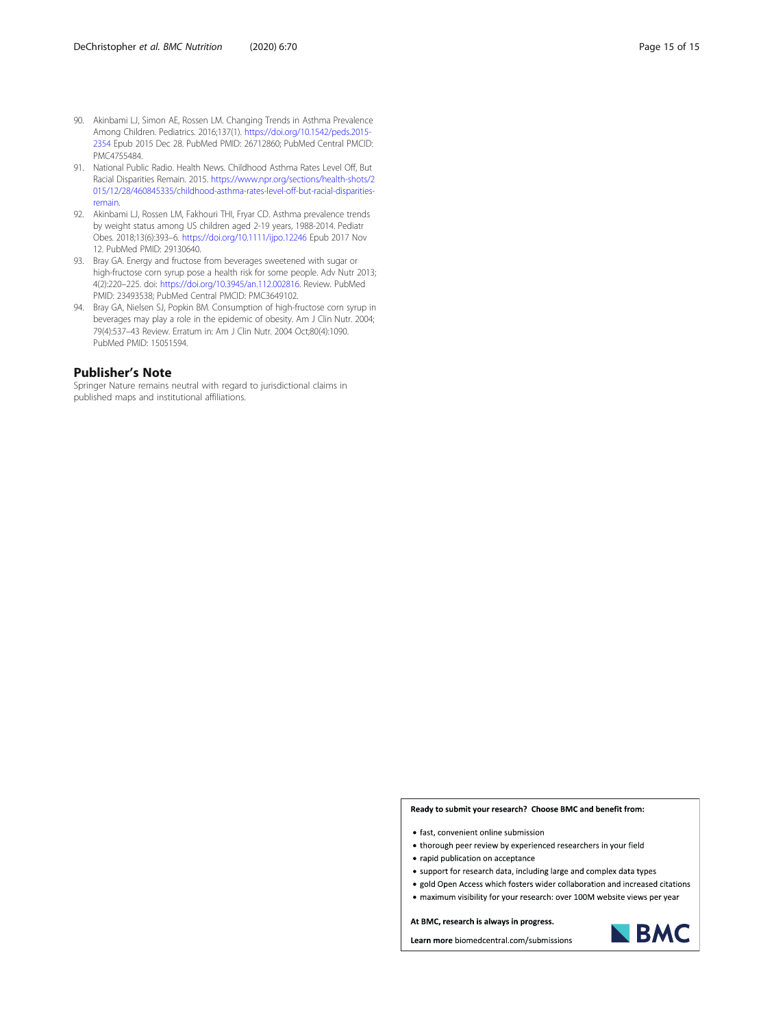90. Akinbami LJ, Simon AE, Rossen LM. Changing Trends in Asthma Prevalence Among Children. Pediatrics. 2016;137(1). https://doi.org/10.1542/peds.2015-2354 Epub 2015 Dec 28. PubMed PMID: 26712860; PubMed Central PMCID: PMC4755484.
91. National Public Radio. Health News. Childhood Asthma Rates Level Off, But Racial Disparities Remain. 2015. https://www.npr.org/sections/health-shots/2015/12/28/460845335/childhood-asthma-rates-level-off-but-racial-disparities-remain.
92. Akinbami LJ, Rossen LM, Fakhouri THI, Fryar CD. Asthma prevalence trends by weight status among US children aged 2-19 years, 1988-2014. Pediatr Obes. 2018;13(6):393–6. https://doi.org/10.1111/ijpo.12246 Epub 2017 Nov 12. PubMed PMID: 29130640.
93. Bray GA. Energy and fructose from beverages sweetened with sugar or high-fructose corn syrup pose a health risk for some people. Adv Nutr 2013; 4(2):220–225. doi: https://doi.org/10.3945/an.112.002816. Review. PubMed PMID: 23493538; PubMed Central PMCID: PMC3649102.
94. Bray GA, Nielsen SJ, Popkin BM. Consumption of high-fructose corn syrup in beverages may play a role in the epidemic of obesity. Am J Clin Nutr. 2004; 79(4):537–43 Review. Erratum in: Am J Clin Nutr. 2004 Oct;80(4):1090. PubMed PMID: 15051594.

## Publisher's Note

Springer Nature remains neutral with regard to jurisdictional claims in published maps and institutional affiliations.

**Ready to submit your research? Choose BMC and benefit from:**

- fast, convenient online submission
- thorough peer review by experienced researchers in your field
- rapid publication on acceptance
- support for research data, including large and complex data types
- gold Open Access which fosters wider collaboration and increased citations
- maximum visibility for your research: over 100M website views per year

**At BMC, research is always in progress.**

**Learn more** biomedcentral.com/submissions